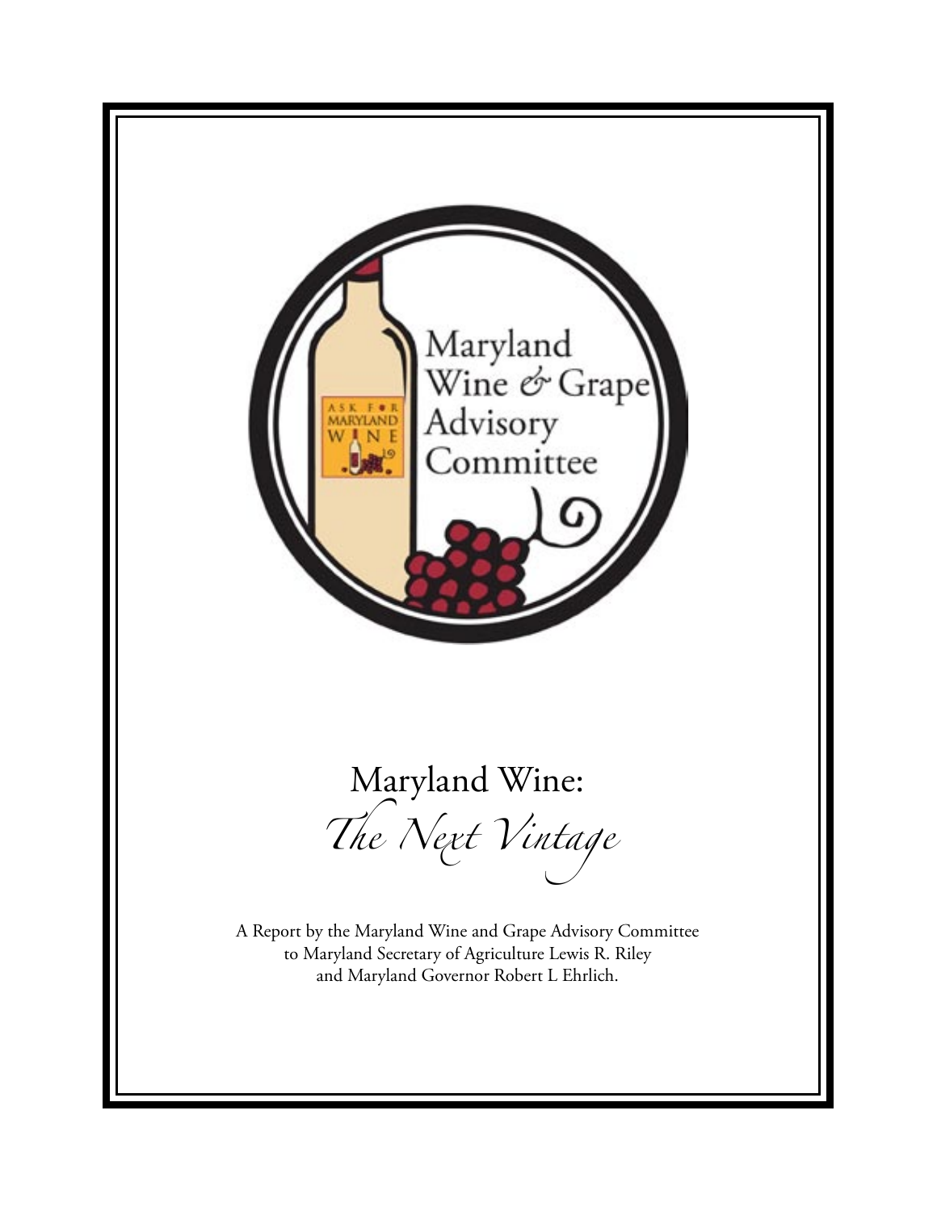Maryland Wine & Grape Advisory Committee

ASK FOR MARYLAND WINE

# Maryland Wine:

## *The Next Vintage*

A Report by the Maryland Wine and Grape Advisory Committee
to Maryland Secretary of Agriculture Lewis R. Riley
and Maryland Governor Robert L Ehrlich.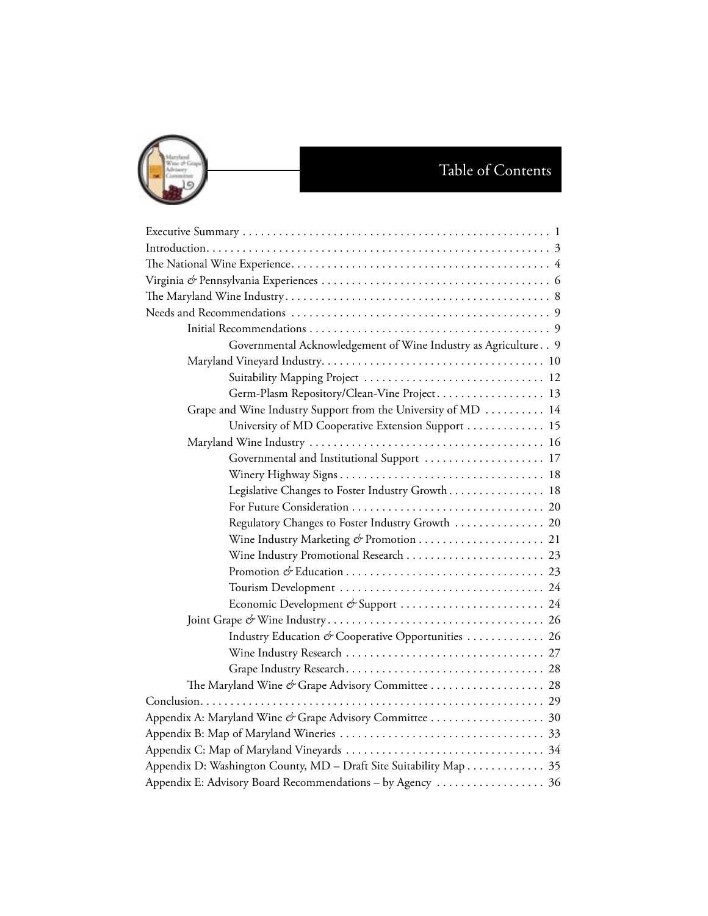# Table of Contents

- Executive Summary . . . . . . . . . . . . . . . . . . . . . . . . . . . . . . . . . . . . . . . . . . . . . . . . . . 1
- Introduction. . . . . . . . . . . . . . . . . . . . . . . . . . . . . . . . . . . . . . . . . . . . . . . . . . . . . . . 3
- The National Wine Experience. . . . . . . . . . . . . . . . . . . . . . . . . . . . . . . . . . . . . . . . . . 4
- Virginia & Pennsylvania Experiences . . . . . . . . . . . . . . . . . . . . . . . . . . . . . . . . . . . . . 6
- The Maryland Wine Industry. . . . . . . . . . . . . . . . . . . . . . . . . . . . . . . . . . . . . . . . . . . 8
- Needs and Recommendations . . . . . . . . . . . . . . . . . . . . . . . . . . . . . . . . . . . . . . . . . . 9
  - Initial Recommendations . . . . . . . . . . . . . . . . . . . . . . . . . . . . . . . . . . . . . . . 9
    - Governmental Acknowledgement of Wine Industry as Agriculture . . 9
  - Maryland Vineyard Industry. . . . . . . . . . . . . . . . . . . . . . . . . . . . . . . . . . . . 10
    - Suitability Mapping Project . . . . . . . . . . . . . . . . . . . . . . . . . . . . . 12
    - Germ-Plasm Repository/Clean-Vine Project. . . . . . . . . . . . . . . . . 13
  - Grape and Wine Industry Support from the University of MD . . . . . . . . . 14
    - University of MD Cooperative Extension Support . . . . . . . . . . . . 15
  - Maryland Wine Industry . . . . . . . . . . . . . . . . . . . . . . . . . . . . . . . . . . . . . . 16
    - Governmental and Institutional Support . . . . . . . . . . . . . . . . . . . 17
    - Winery Highway Signs . . . . . . . . . . . . . . . . . . . . . . . . . . . . . . . . . 18
    - Legislative Changes to Foster Industry Growth . . . . . . . . . . . . . . . 18
    - For Future Consideration . . . . . . . . . . . . . . . . . . . . . . . . . . . . . . . 20
    - Regulatory Changes to Foster Industry Growth . . . . . . . . . . . . . . 20
    - Wine Industry Marketing & Promotion . . . . . . . . . . . . . . . . . . . . 21
    - Wine Industry Promotional Research . . . . . . . . . . . . . . . . . . . . . . 23
    - Promotion & Education . . . . . . . . . . . . . . . . . . . . . . . . . . . . . . . . 23
    - Tourism Development . . . . . . . . . . . . . . . . . . . . . . . . . . . . . . . . . 24
    - Economic Development & Support . . . . . . . . . . . . . . . . . . . . . . . 24
  - Joint Grape & Wine Industry. . . . . . . . . . . . . . . . . . . . . . . . . . . . . . . . . . . 26
    - Industry Education & Cooperative Opportunities . . . . . . . . . . . . 26
    - Wine Industry Research . . . . . . . . . . . . . . . . . . . . . . . . . . . . . . . . 27
    - Grape Industry Research. . . . . . . . . . . . . . . . . . . . . . . . . . . . . . . . 28
  - The Maryland Wine & Grape Advisory Committee . . . . . . . . . . . . . . . . . . 28
- Conclusion. . . . . . . . . . . . . . . . . . . . . . . . . . . . . . . . . . . . . . . . . . . . . . . . . . . . . . . . 29
- Appendix A: Maryland Wine & Grape Advisory Committee . . . . . . . . . . . . . . . . . . 30
- Appendix B: Map of Maryland Wineries . . . . . . . . . . . . . . . . . . . . . . . . . . . . . . . . . 33
- Appendix C: Map of Maryland Vineyards . . . . . . . . . . . . . . . . . . . . . . . . . . . . . . . . 34
- Appendix D: Washington County, MD – Draft Site Suitability Map . . . . . . . . . . . . 35
- Appendix E: Advisory Board Recommendations – by Agency . . . . . . . . . . . . . . . . . 36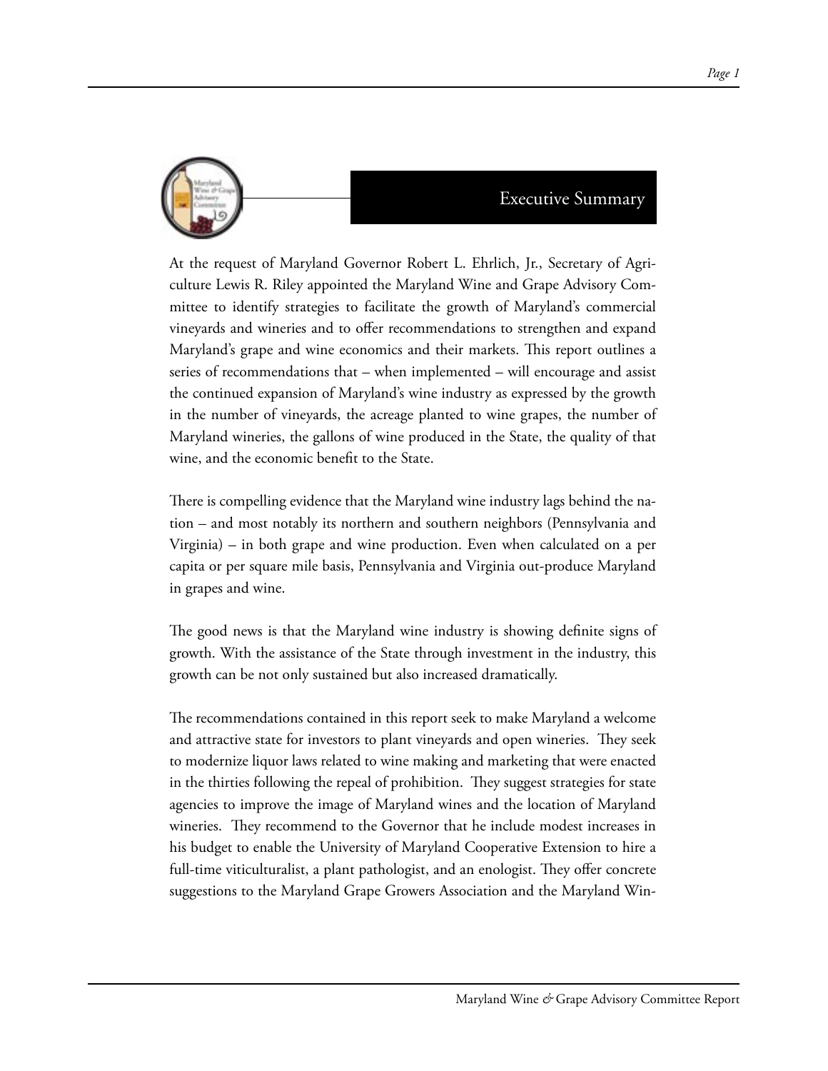# Executive Summary

At the request of Maryland Governor Robert L. Ehrlich, Jr., Secretary of Agriculture Lewis R. Riley appointed the Maryland Wine and Grape Advisory Committee to identify strategies to facilitate the growth of Maryland's commercial vineyards and wineries and to offer recommendations to strengthen and expand Maryland's grape and wine economics and their markets. This report outlines a series of recommendations that – when implemented – will encourage and assist the continued expansion of Maryland's wine industry as expressed by the growth in the number of vineyards, the acreage planted to wine grapes, the number of Maryland wineries, the gallons of wine produced in the State, the quality of that wine, and the economic benefit to the State.

There is compelling evidence that the Maryland wine industry lags behind the nation – and most notably its northern and southern neighbors (Pennsylvania and Virginia) – in both grape and wine production. Even when calculated on a per capita or per square mile basis, Pennsylvania and Virginia out-produce Maryland in grapes and wine.

The good news is that the Maryland wine industry is showing definite signs of growth. With the assistance of the State through investment in the industry, this growth can be not only sustained but also increased dramatically.

The recommendations contained in this report seek to make Maryland a welcome and attractive state for investors to plant vineyards and open wineries. They seek to modernize liquor laws related to wine making and marketing that were enacted in the thirties following the repeal of prohibition. They suggest strategies for state agencies to improve the image of Maryland wines and the location of Maryland wineries. They recommend to the Governor that he include modest increases in his budget to enable the University of Maryland Cooperative Extension to hire a full-time viticulturalist, a plant pathologist, and an enologist. They offer concrete suggestions to the Maryland Grape Growers Association and the Maryland Win-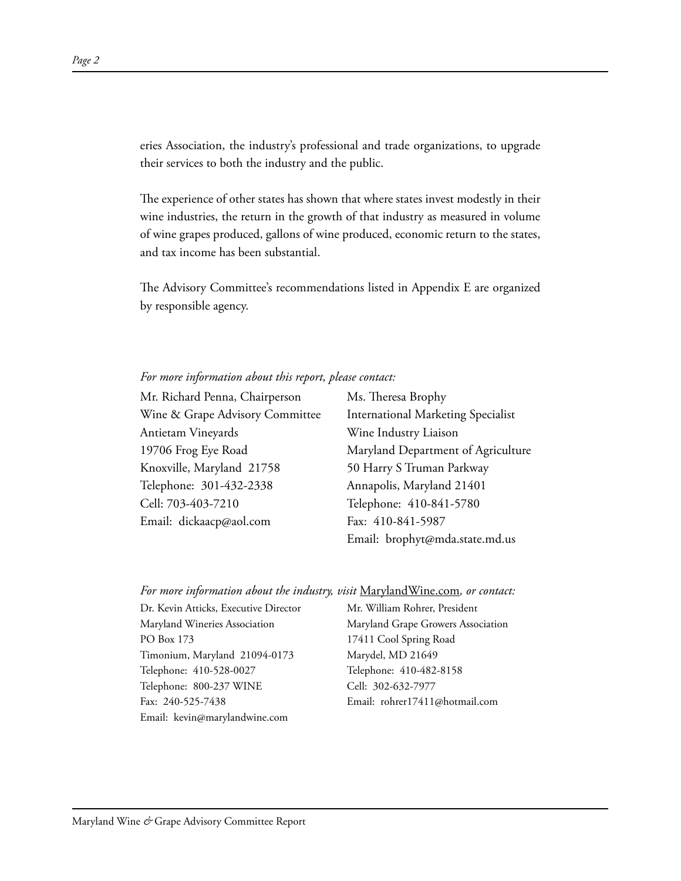eries Association, the industry's professional and trade organizations, to upgrade their services to both the industry and the public.

The experience of other states has shown that where states invest modestly in their wine industries, the return in the growth of that industry as measured in volume of wine grapes produced, gallons of wine produced, economic return to the states, and tax income has been substantial.

The Advisory Committee's recommendations listed in Appendix E are organized by responsible agency.

*For more information about this report, please contact:*

Mr. Richard Penna, Chairperson
Wine & Grape Advisory Committee
Antietam Vineyards
19706 Frog Eye Road
Knoxville, Maryland 21758
Telephone: 301-432-2338
Cell: 703-403-7210
Email: dickaacp@aol.com

Ms. Theresa Brophy
International Marketing Specialist
Wine Industry Liaison
Maryland Department of Agriculture
50 Harry S Truman Parkway
Annapolis, Maryland 21401
Telephone: 410-841-5780
Fax: 410-841-5987
Email: brophyt@mda.state.md.us

*For more information about the industry, visit* MarylandWine.com*, or contact:*

Dr. Kevin Atticks, Executive Director
Maryland Wineries Association
PO Box 173
Timonium, Maryland 21094-0173
Telephone: 410-528-0027
Telephone: 800-237 WINE
Fax: 240-525-7438
Email: kevin@marylandwine.com

Mr. William Rohrer, President
Maryland Grape Growers Association
17411 Cool Spring Road
Marydel, MD 21649
Telephone: 410-482-8158
Cell: 302-632-7977
Email: rohrer17411@hotmail.com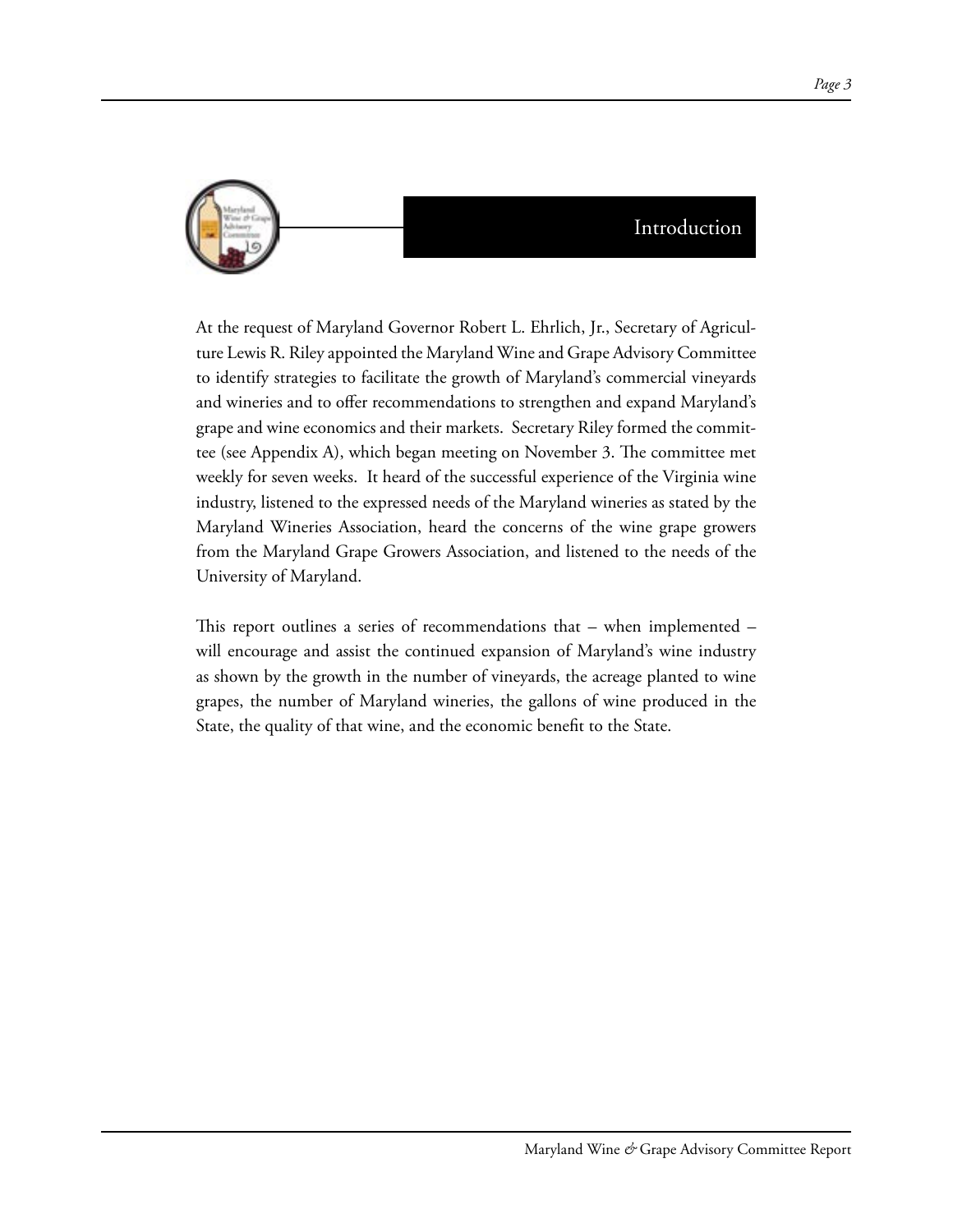# Introduction

At the request of Maryland Governor Robert L. Ehrlich, Jr., Secretary of Agriculture Lewis R. Riley appointed the Maryland Wine and Grape Advisory Committee to identify strategies to facilitate the growth of Maryland's commercial vineyards and wineries and to offer recommendations to strengthen and expand Maryland's grape and wine economics and their markets. Secretary Riley formed the committee (see Appendix A), which began meeting on November 3. The committee met weekly for seven weeks. It heard of the successful experience of the Virginia wine industry, listened to the expressed needs of the Maryland wineries as stated by the Maryland Wineries Association, heard the concerns of the wine grape growers from the Maryland Grape Growers Association, and listened to the needs of the University of Maryland.

This report outlines a series of recommendations that – when implemented – will encourage and assist the continued expansion of Maryland's wine industry as shown by the growth in the number of vineyards, the acreage planted to wine grapes, the number of Maryland wineries, the gallons of wine produced in the State, the quality of that wine, and the economic benefit to the State.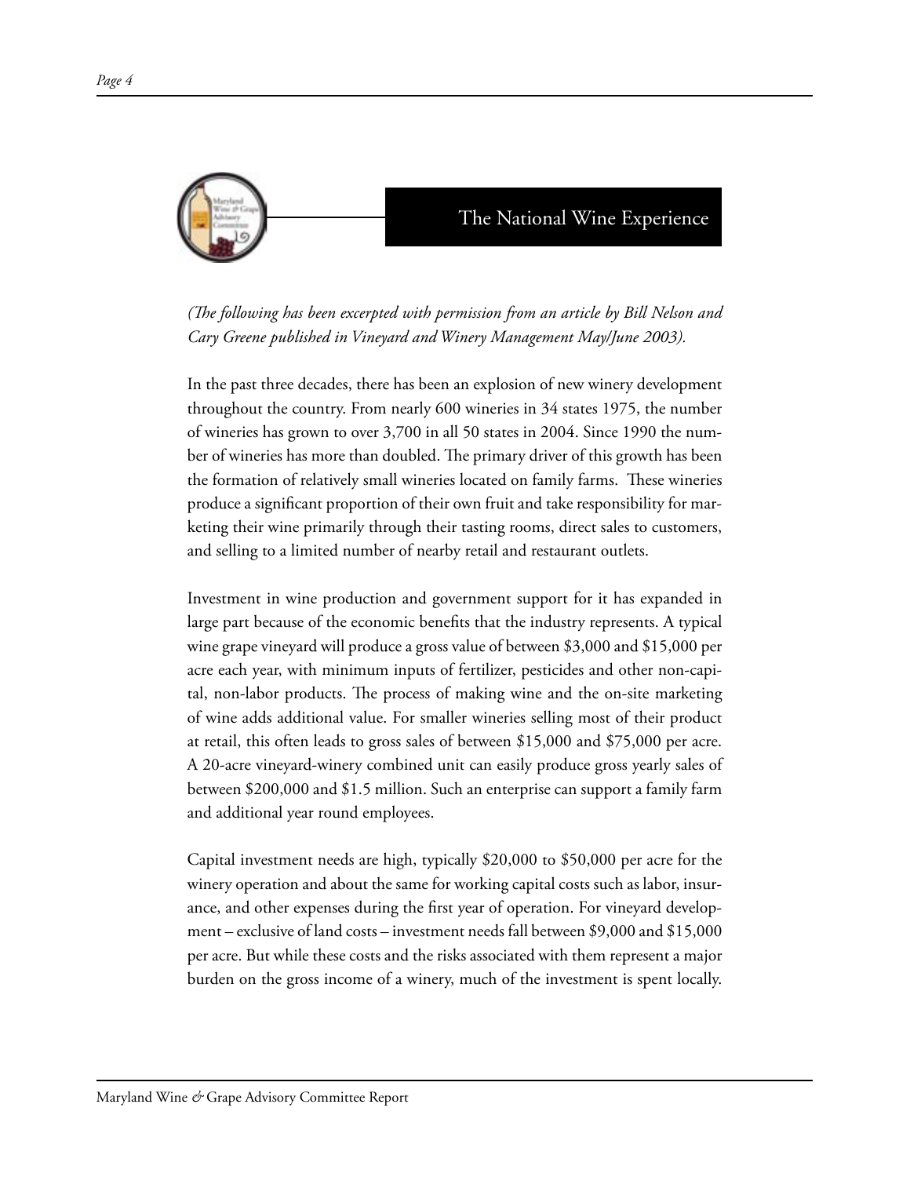## The National Wine Experience

*(The following has been excerpted with permission from an article by Bill Nelson and Cary Greene published in Vineyard and Winery Management May/June 2003).*

In the past three decades, there has been an explosion of new winery development throughout the country. From nearly 600 wineries in 34 states 1975, the number of wineries has grown to over 3,700 in all 50 states in 2004. Since 1990 the number of wineries has more than doubled. The primary driver of this growth has been the formation of relatively small wineries located on family farms. These wineries produce a significant proportion of their own fruit and take responsibility for marketing their wine primarily through their tasting rooms, direct sales to customers, and selling to a limited number of nearby retail and restaurant outlets.

Investment in wine production and government support for it has expanded in large part because of the economic benefits that the industry represents. A typical wine grape vineyard will produce a gross value of between $3,000 and $15,000 per acre each year, with minimum inputs of fertilizer, pesticides and other non-capital, non-labor products. The process of making wine and the on-site marketing of wine adds additional value. For smaller wineries selling most of their product at retail, this often leads to gross sales of between $15,000 and $75,000 per acre. A 20-acre vineyard-winery combined unit can easily produce gross yearly sales of between $200,000 and $1.5 million. Such an enterprise can support a family farm and additional year round employees.

Capital investment needs are high, typically $20,000 to $50,000 per acre for the winery operation and about the same for working capital costs such as labor, insurance, and other expenses during the first year of operation. For vineyard development – exclusive of land costs – investment needs fall between $9,000 and $15,000 per acre. But while these costs and the risks associated with them represent a major burden on the gross income of a winery, much of the investment is spent locally.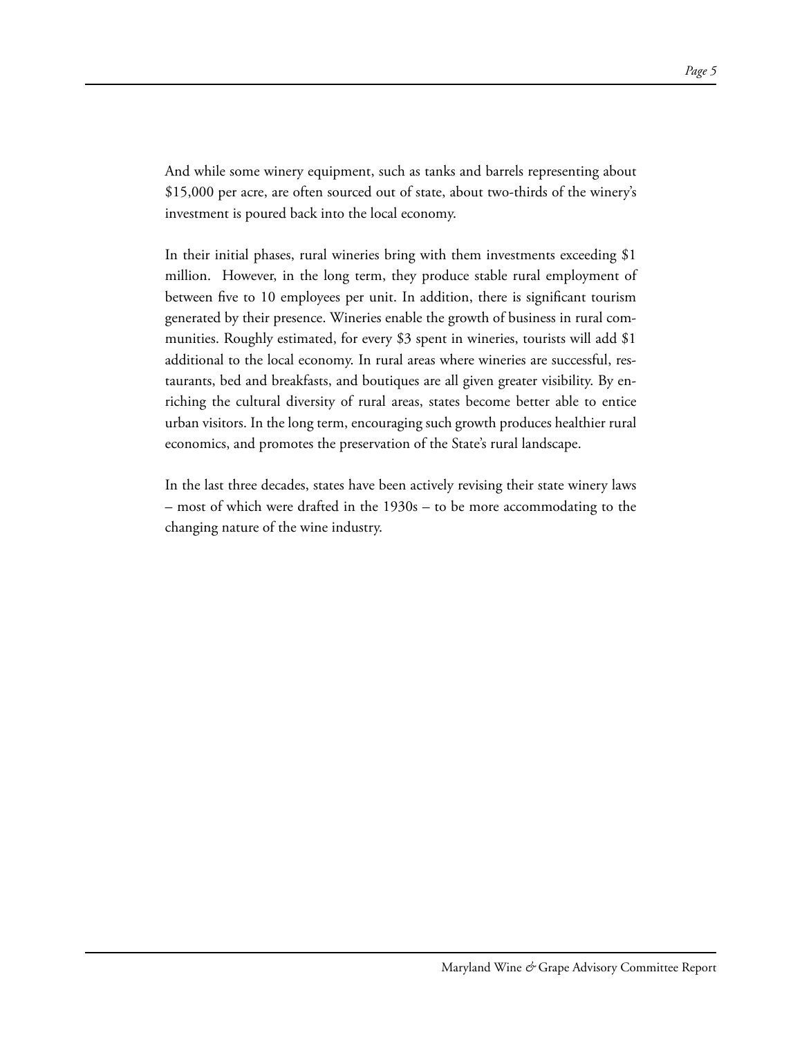And while some winery equipment, such as tanks and barrels representing about $15,000 per acre, are often sourced out of state, about two-thirds of the winery's investment is poured back into the local economy.

In their initial phases, rural wineries bring with them investments exceeding $1 million. However, in the long term, they produce stable rural employment of between five to 10 employees per unit. In addition, there is significant tourism generated by their presence. Wineries enable the growth of business in rural communities. Roughly estimated, for every $3 spent in wineries, tourists will add $1 additional to the local economy. In rural areas where wineries are successful, restaurants, bed and breakfasts, and boutiques are all given greater visibility. By enriching the cultural diversity of rural areas, states become better able to entice urban visitors. In the long term, encouraging such growth produces healthier rural economics, and promotes the preservation of the State's rural landscape.

In the last three decades, states have been actively revising their state winery laws – most of which were drafted in the 1930s – to be more accommodating to the changing nature of the wine industry.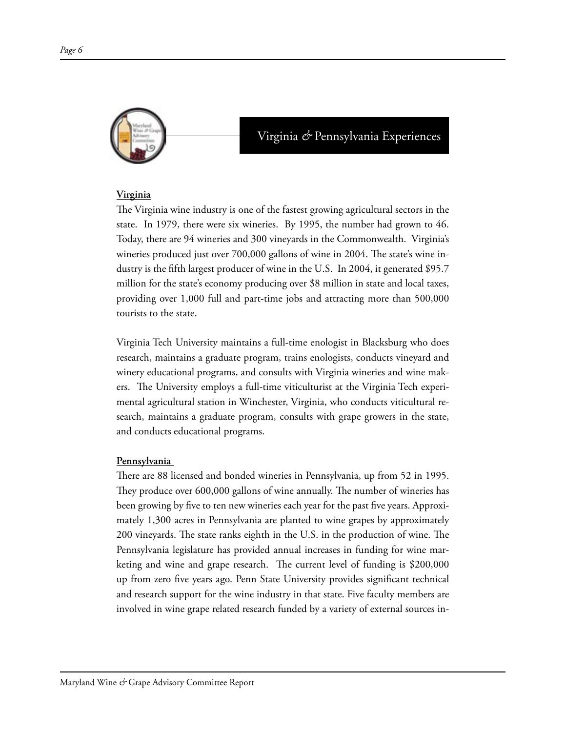## Virginia & Pennsylvania Experiences

**Virginia**

The Virginia wine industry is one of the fastest growing agricultural sectors in the state. In 1979, there were six wineries. By 1995, the number had grown to 46. Today, there are 94 wineries and 300 vineyards in the Commonwealth. Virginia's wineries produced just over 700,000 gallons of wine in 2004. The state's wine industry is the fifth largest producer of wine in the U.S. In 2004, it generated $95.7 million for the state's economy producing over $8 million in state and local taxes, providing over 1,000 full and part-time jobs and attracting more than 500,000 tourists to the state.

Virginia Tech University maintains a full-time enologist in Blacksburg who does research, maintains a graduate program, trains enologists, conducts vineyard and winery educational programs, and consults with Virginia wineries and wine makers. The University employs a full-time viticulturist at the Virginia Tech experimental agricultural station in Winchester, Virginia, who conducts viticultural research, maintains a graduate program, consults with grape growers in the state, and conducts educational programs.

**Pennsylvania**

There are 88 licensed and bonded wineries in Pennsylvania, up from 52 in 1995. They produce over 600,000 gallons of wine annually. The number of wineries has been growing by five to ten new wineries each year for the past five years. Approximately 1,300 acres in Pennsylvania are planted to wine grapes by approximately 200 vineyards. The state ranks eighth in the U.S. in the production of wine. The Pennsylvania legislature has provided annual increases in funding for wine marketing and wine and grape research. The current level of funding is $200,000 up from zero five years ago. Penn State University provides significant technical and research support for the wine industry in that state. Five faculty members are involved in wine grape related research funded by a variety of external sources in-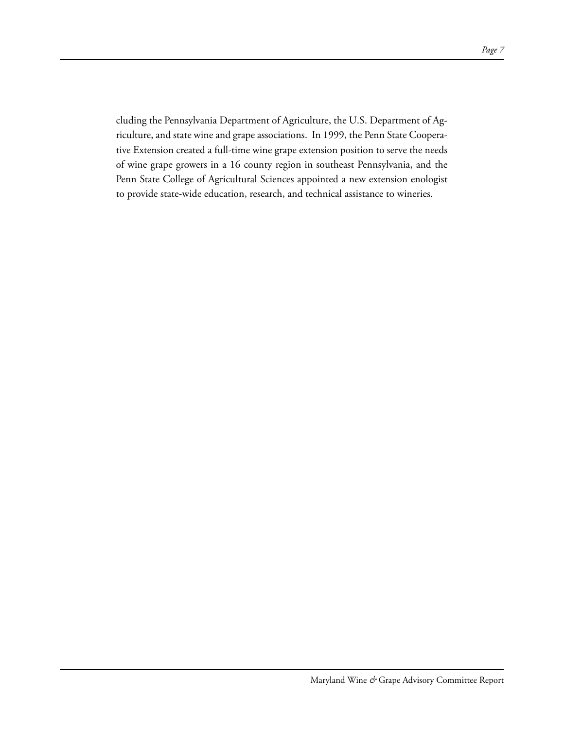cluding the Pennsylvania Department of Agriculture, the U.S. Department of Agriculture, and state wine and grape associations. In 1999, the Penn State Cooperative Extension created a full-time wine grape extension position to serve the needs of wine grape growers in a 16 county region in southeast Pennsylvania, and the Penn State College of Agricultural Sciences appointed a new extension enologist to provide state-wide education, research, and technical assistance to wineries.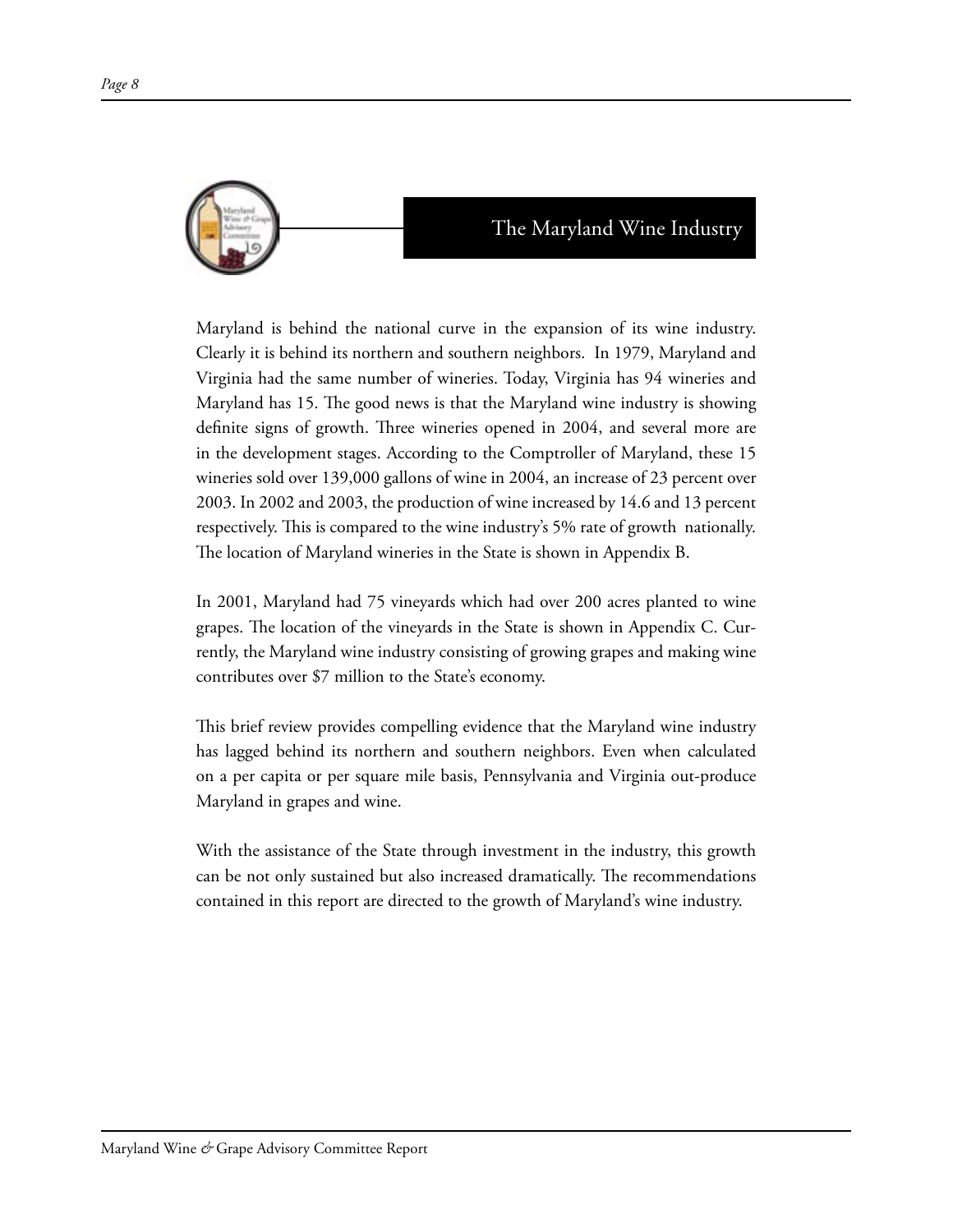# The Maryland Wine Industry

Maryland is behind the national curve in the expansion of its wine industry. Clearly it is behind its northern and southern neighbors. In 1979, Maryland and Virginia had the same number of wineries. Today, Virginia has 94 wineries and Maryland has 15. The good news is that the Maryland wine industry is showing definite signs of growth. Three wineries opened in 2004, and several more are in the development stages. According to the Comptroller of Maryland, these 15 wineries sold over 139,000 gallons of wine in 2004, an increase of 23 percent over 2003. In 2002 and 2003, the production of wine increased by 14.6 and 13 percent respectively. This is compared to the wine industry's 5% rate of growth nationally. The location of Maryland wineries in the State is shown in Appendix B.

In 2001, Maryland had 75 vineyards which had over 200 acres planted to wine grapes. The location of the vineyards in the State is shown in Appendix C. Currently, the Maryland wine industry consisting of growing grapes and making wine contributes over $7 million to the State's economy.

This brief review provides compelling evidence that the Maryland wine industry has lagged behind its northern and southern neighbors. Even when calculated on a per capita or per square mile basis, Pennsylvania and Virginia out-produce Maryland in grapes and wine.

With the assistance of the State through investment in the industry, this growth can be not only sustained but also increased dramatically. The recommendations contained in this report are directed to the growth of Maryland's wine industry.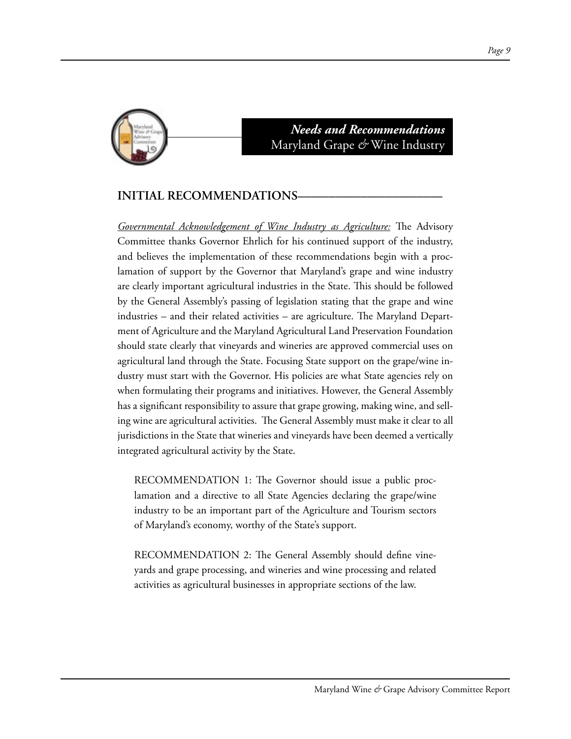## Needs and Recommendations
Maryland Grape & Wine Industry

## INITIAL RECOMMENDATIONS

_Governmental Acknowledgement of Wine Industry as Agriculture:_ The Advisory Committee thanks Governor Ehrlich for his continued support of the industry, and believes the implementation of these recommendations begin with a proclamation of support by the Governor that Maryland's grape and wine industry are clearly important agricultural industries in the State. This should be followed by the General Assembly's passing of legislation stating that the grape and wine industries – and their related activities – are agriculture. The Maryland Department of Agriculture and the Maryland Agricultural Land Preservation Foundation should state clearly that vineyards and wineries are approved commercial uses on agricultural land through the State. Focusing State support on the grape/wine industry must start with the Governor. His policies are what State agencies rely on when formulating their programs and initiatives. However, the General Assembly has a significant responsibility to assure that grape growing, making wine, and selling wine are agricultural activities. The General Assembly must make it clear to all jurisdictions in the State that wineries and vineyards have been deemed a vertically integrated agricultural activity by the State.

> RECOMMENDATION 1: The Governor should issue a public proclamation and a directive to all State Agencies declaring the grape/wine industry to be an important part of the Agriculture and Tourism sectors of Maryland's economy, worthy of the State's support.

> RECOMMENDATION 2: The General Assembly should define vineyards and grape processing, and wineries and wine processing and related activities as agricultural businesses in appropriate sections of the law.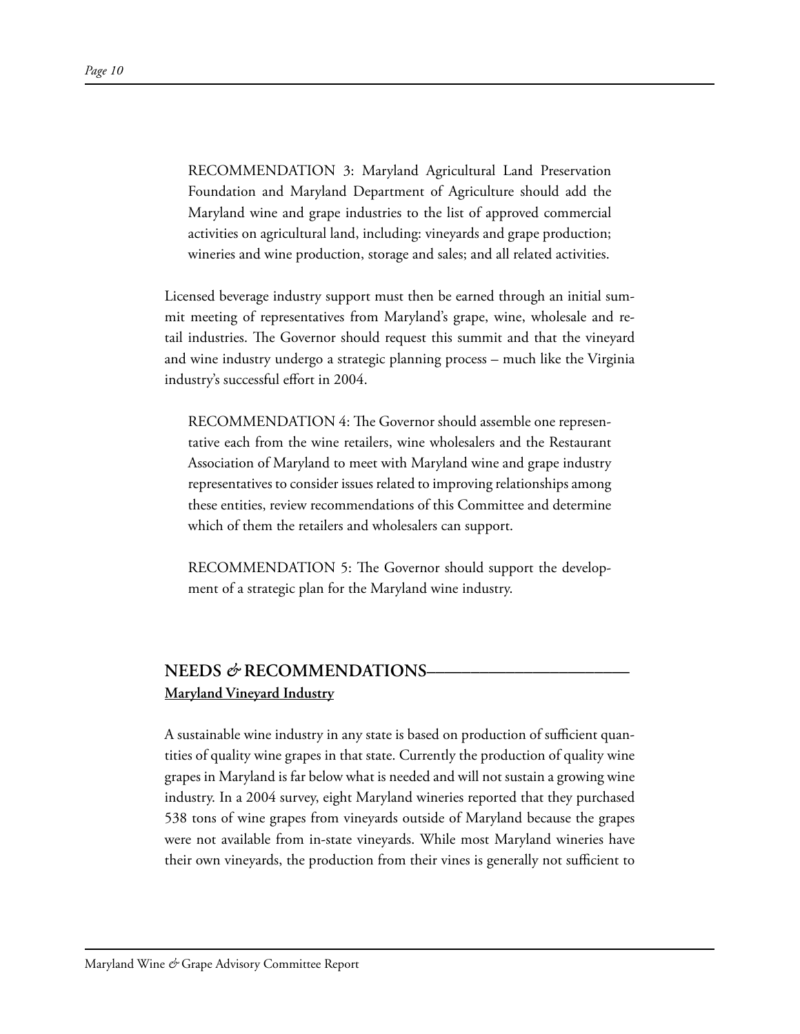RECOMMENDATION 3: Maryland Agricultural Land Preservation Foundation and Maryland Department of Agriculture should add the Maryland wine and grape industries to the list of approved commercial activities on agricultural land, including: vineyards and grape production; wineries and wine production, storage and sales; and all related activities.

Licensed beverage industry support must then be earned through an initial summit meeting of representatives from Maryland's grape, wine, wholesale and retail industries. The Governor should request this summit and that the vineyard and wine industry undergo a strategic planning process – much like the Virginia industry's successful effort in 2004.

RECOMMENDATION 4: The Governor should assemble one representative each from the wine retailers, wine wholesalers and the Restaurant Association of Maryland to meet with Maryland wine and grape industry representatives to consider issues related to improving relationships among these entities, review recommendations of this Committee and determine which of them the retailers and wholesalers can support.

RECOMMENDATION 5: The Governor should support the development of a strategic plan for the Maryland wine industry.

## NEEDS & RECOMMENDATIONS

### Maryland Vineyard Industry

A sustainable wine industry in any state is based on production of sufficient quantities of quality wine grapes in that state. Currently the production of quality wine grapes in Maryland is far below what is needed and will not sustain a growing wine industry. In a 2004 survey, eight Maryland wineries reported that they purchased 538 tons of wine grapes from vineyards outside of Maryland because the grapes were not available from in-state vineyards. While most Maryland wineries have their own vineyards, the production from their vines is generally not sufficient to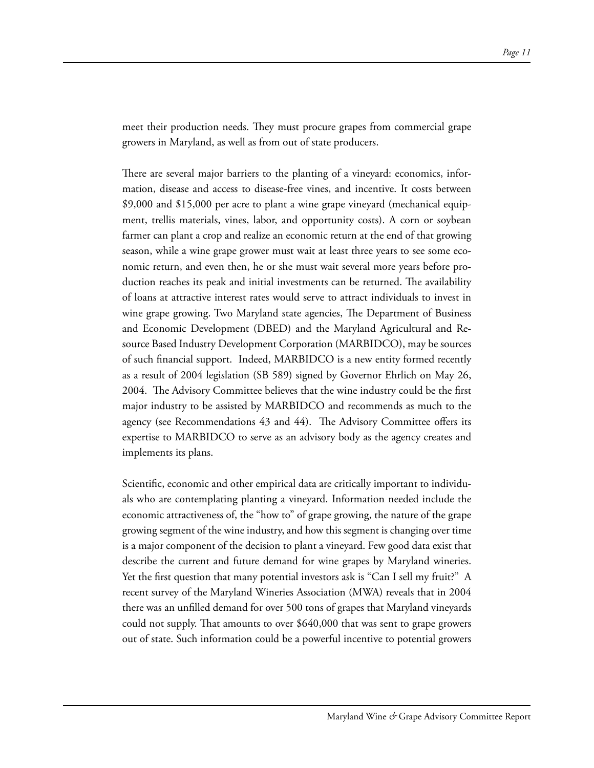meet their production needs. They must procure grapes from commercial grape growers in Maryland, as well as from out of state producers.

There are several major barriers to the planting of a vineyard: economics, information, disease and access to disease-free vines, and incentive. It costs between $9,000 and $15,000 per acre to plant a wine grape vineyard (mechanical equipment, trellis materials, vines, labor, and opportunity costs). A corn or soybean farmer can plant a crop and realize an economic return at the end of that growing season, while a wine grape grower must wait at least three years to see some economic return, and even then, he or she must wait several more years before production reaches its peak and initial investments can be returned. The availability of loans at attractive interest rates would serve to attract individuals to invest in wine grape growing. Two Maryland state agencies, The Department of Business and Economic Development (DBED) and the Maryland Agricultural and Resource Based Industry Development Corporation (MARBIDCO), may be sources of such financial support. Indeed, MARBIDCO is a new entity formed recently as a result of 2004 legislation (SB 589) signed by Governor Ehrlich on May 26, 2004. The Advisory Committee believes that the wine industry could be the first major industry to be assisted by MARBIDCO and recommends as much to the agency (see Recommendations 43 and 44). The Advisory Committee offers its expertise to MARBIDCO to serve as an advisory body as the agency creates and implements its plans.

Scientific, economic and other empirical data are critically important to individuals who are contemplating planting a vineyard. Information needed include the economic attractiveness of, the "how to" of grape growing, the nature of the grape growing segment of the wine industry, and how this segment is changing over time is a major component of the decision to plant a vineyard. Few good data exist that describe the current and future demand for wine grapes by Maryland wineries. Yet the first question that many potential investors ask is "Can I sell my fruit?" A recent survey of the Maryland Wineries Association (MWA) reveals that in 2004 there was an unfilled demand for over 500 tons of grapes that Maryland vineyards could not supply. That amounts to over $640,000 that was sent to grape growers out of state. Such information could be a powerful incentive to potential growers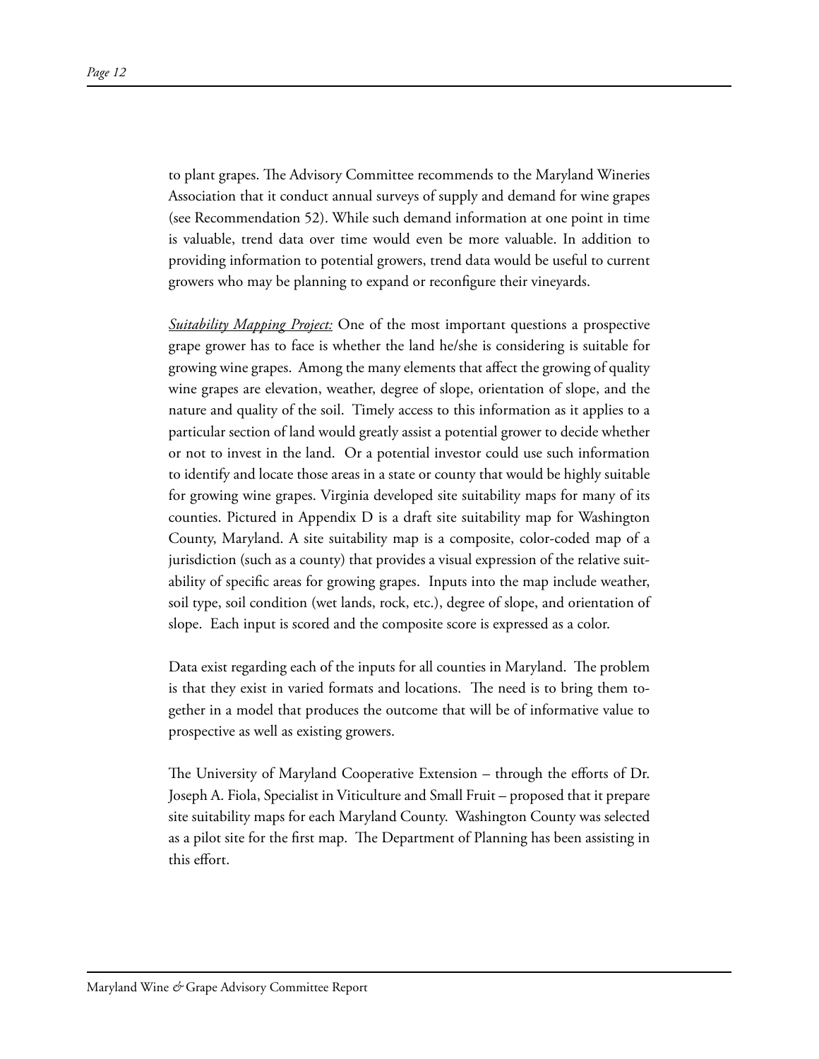to plant grapes. The Advisory Committee recommends to the Maryland Wineries Association that it conduct annual surveys of supply and demand for wine grapes (see Recommendation 52). While such demand information at one point in time is valuable, trend data over time would even be more valuable. In addition to providing information to potential growers, trend data would be useful to current growers who may be planning to expand or reconfigure their vineyards.

*Suitability Mapping Project:* One of the most important questions a prospective grape grower has to face is whether the land he/she is considering is suitable for growing wine grapes. Among the many elements that affect the growing of quality wine grapes are elevation, weather, degree of slope, orientation of slope, and the nature and quality of the soil. Timely access to this information as it applies to a particular section of land would greatly assist a potential grower to decide whether or not to invest in the land. Or a potential investor could use such information to identify and locate those areas in a state or county that would be highly suitable for growing wine grapes. Virginia developed site suitability maps for many of its counties. Pictured in Appendix D is a draft site suitability map for Washington County, Maryland. A site suitability map is a composite, color-coded map of a jurisdiction (such as a county) that provides a visual expression of the relative suitability of specific areas for growing grapes. Inputs into the map include weather, soil type, soil condition (wet lands, rock, etc.), degree of slope, and orientation of slope. Each input is scored and the composite score is expressed as a color.

Data exist regarding each of the inputs for all counties in Maryland. The problem is that they exist in varied formats and locations. The need is to bring them together in a model that produces the outcome that will be of informative value to prospective as well as existing growers.

The University of Maryland Cooperative Extension – through the efforts of Dr. Joseph A. Fiola, Specialist in Viticulture and Small Fruit – proposed that it prepare site suitability maps for each Maryland County. Washington County was selected as a pilot site for the first map. The Department of Planning has been assisting in this effort.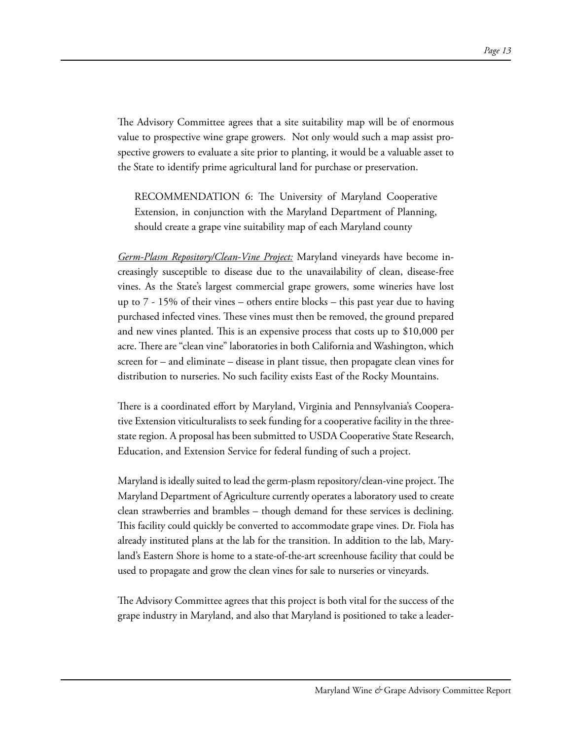The Advisory Committee agrees that a site suitability map will be of enormous value to prospective wine grape growers. Not only would such a map assist prospective growers to evaluate a site prior to planting, it would be a valuable asset to the State to identify prime agricultural land for purchase or preservation.

> RECOMMENDATION 6: The University of Maryland Cooperative Extension, in conjunction with the Maryland Department of Planning, should create a grape vine suitability map of each Maryland county

*Germ-Plasm Repository/Clean-Vine Project:* Maryland vineyards have become increasingly susceptible to disease due to the unavailability of clean, disease-free vines. As the State's largest commercial grape growers, some wineries have lost up to 7 - 15% of their vines – others entire blocks – this past year due to having purchased infected vines. These vines must then be removed, the ground prepared and new vines planted. This is an expensive process that costs up to $10,000 per acre. There are "clean vine" laboratories in both California and Washington, which screen for – and eliminate – disease in plant tissue, then propagate clean vines for distribution to nurseries. No such facility exists East of the Rocky Mountains.

There is a coordinated effort by Maryland, Virginia and Pennsylvania's Cooperative Extension viticulturalists to seek funding for a cooperative facility in the three-state region. A proposal has been submitted to USDA Cooperative State Research, Education, and Extension Service for federal funding of such a project.

Maryland is ideally suited to lead the germ-plasm repository/clean-vine project. The Maryland Department of Agriculture currently operates a laboratory used to create clean strawberries and brambles – though demand for these services is declining. This facility could quickly be converted to accommodate grape vines. Dr. Fiola has already instituted plans at the lab for the transition. In addition to the lab, Maryland's Eastern Shore is home to a state-of-the-art screenhouse facility that could be used to propagate and grow the clean vines for sale to nurseries or vineyards.

The Advisory Committee agrees that this project is both vital for the success of the grape industry in Maryland, and also that Maryland is positioned to take a leader-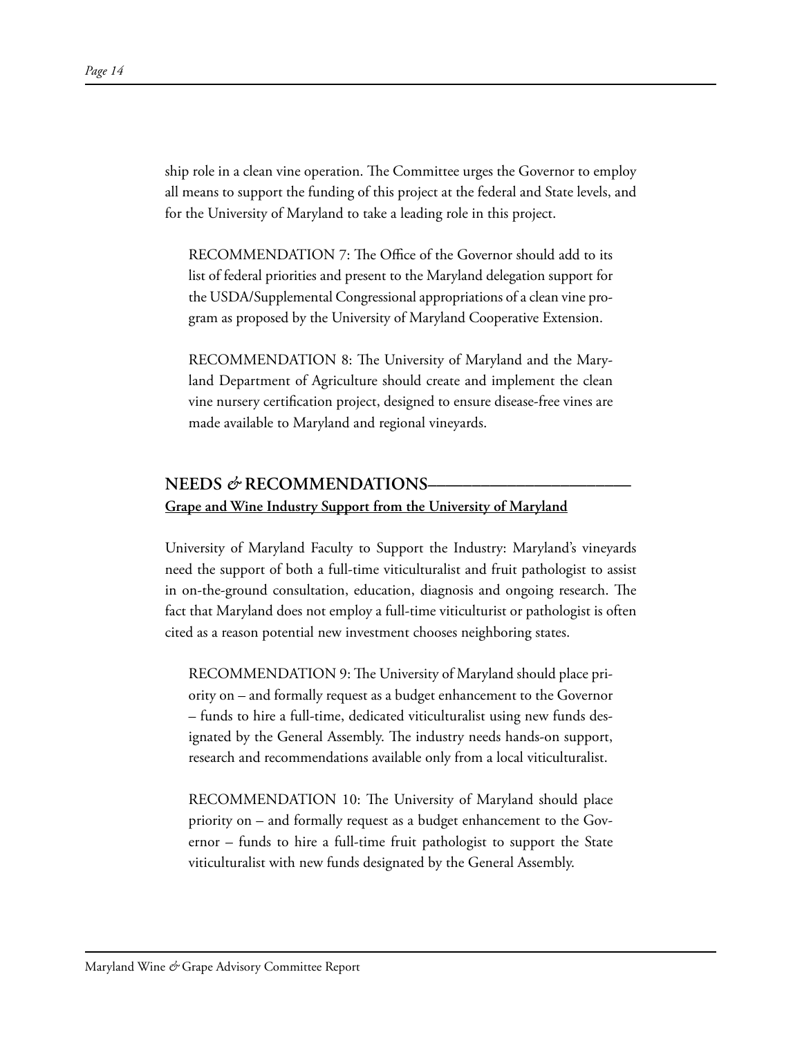ship role in a clean vine operation. The Committee urges the Governor to employ all means to support the funding of this project at the federal and State levels, and for the University of Maryland to take a leading role in this project.

> RECOMMENDATION 7: The Office of the Governor should add to its list of federal priorities and present to the Maryland delegation support for the USDA/Supplemental Congressional appropriations of a clean vine program as proposed by the University of Maryland Cooperative Extension.

> RECOMMENDATION 8: The University of Maryland and the Maryland Department of Agriculture should create and implement the clean vine nursery certification project, designed to ensure disease-free vines are made available to Maryland and regional vineyards.

## NEEDS & RECOMMENDATIONS

**Grape and Wine Industry Support from the University of Maryland**

University of Maryland Faculty to Support the Industry: Maryland's vineyards need the support of both a full-time viticulturalist and fruit pathologist to assist in on-the-ground consultation, education, diagnosis and ongoing research. The fact that Maryland does not employ a full-time viticulturist or pathologist is often cited as a reason potential new investment chooses neighboring states.

> RECOMMENDATION 9: The University of Maryland should place priority on – and formally request as a budget enhancement to the Governor – funds to hire a full-time, dedicated viticulturalist using new funds designated by the General Assembly. The industry needs hands-on support, research and recommendations available only from a local viticulturalist.

> RECOMMENDATION 10: The University of Maryland should place priority on – and formally request as a budget enhancement to the Governor – funds to hire a full-time fruit pathologist to support the State viticulturalist with new funds designated by the General Assembly.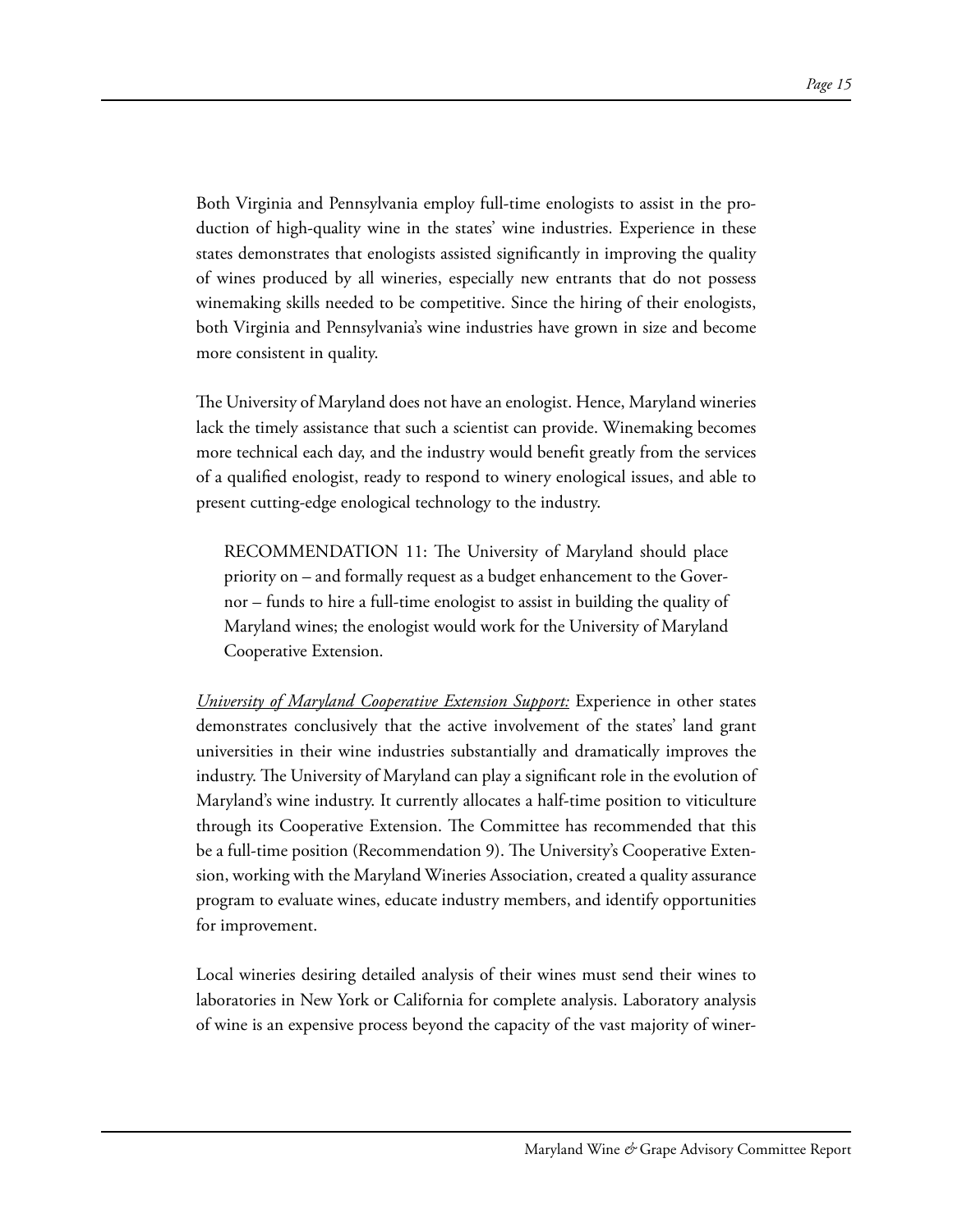Both Virginia and Pennsylvania employ full-time enologists to assist in the production of high-quality wine in the states' wine industries. Experience in these states demonstrates that enologists assisted significantly in improving the quality of wines produced by all wineries, especially new entrants that do not possess winemaking skills needed to be competitive. Since the hiring of their enologists, both Virginia and Pennsylvania's wine industries have grown in size and become more consistent in quality.

The University of Maryland does not have an enologist. Hence, Maryland wineries lack the timely assistance that such a scientist can provide. Winemaking becomes more technical each day, and the industry would benefit greatly from the services of a qualified enologist, ready to respond to winery enological issues, and able to present cutting-edge enological technology to the industry.

> RECOMMENDATION 11: The University of Maryland should place priority on – and formally request as a budget enhancement to the Governor – funds to hire a full-time enologist to assist in building the quality of Maryland wines; the enologist would work for the University of Maryland Cooperative Extension.

*University of Maryland Cooperative Extension Support:* Experience in other states demonstrates conclusively that the active involvement of the states' land grant universities in their wine industries substantially and dramatically improves the industry. The University of Maryland can play a significant role in the evolution of Maryland's wine industry. It currently allocates a half-time position to viticulture through its Cooperative Extension. The Committee has recommended that this be a full-time position (Recommendation 9). The University's Cooperative Extension, working with the Maryland Wineries Association, created a quality assurance program to evaluate wines, educate industry members, and identify opportunities for improvement.

Local wineries desiring detailed analysis of their wines must send their wines to laboratories in New York or California for complete analysis. Laboratory analysis of wine is an expensive process beyond the capacity of the vast majority of winer-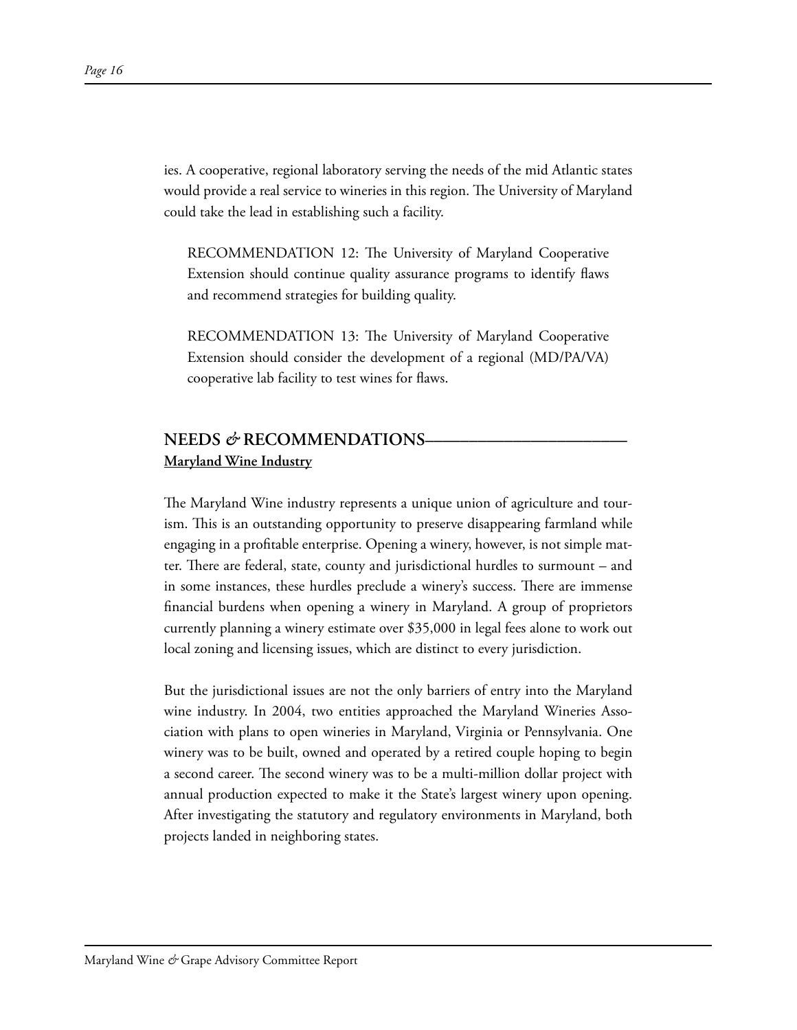ies. A cooperative, regional laboratory serving the needs of the mid Atlantic states would provide a real service to wineries in this region. The University of Maryland could take the lead in establishing such a facility.

> RECOMMENDATION 12: The University of Maryland Cooperative Extension should continue quality assurance programs to identify flaws and recommend strategies for building quality.

> RECOMMENDATION 13: The University of Maryland Cooperative Extension should consider the development of a regional (MD/PA/VA) cooperative lab facility to test wines for flaws.

## NEEDS *&* RECOMMENDATIONS

**Maryland Wine Industry**

The Maryland Wine industry represents a unique union of agriculture and tourism. This is an outstanding opportunity to preserve disappearing farmland while engaging in a profitable enterprise. Opening a winery, however, is not simple matter. There are federal, state, county and jurisdictional hurdles to surmount – and in some instances, these hurdles preclude a winery's success. There are immense financial burdens when opening a winery in Maryland. A group of proprietors currently planning a winery estimate over $35,000 in legal fees alone to work out local zoning and licensing issues, which are distinct to every jurisdiction.

But the jurisdictional issues are not the only barriers of entry into the Maryland wine industry. In 2004, two entities approached the Maryland Wineries Association with plans to open wineries in Maryland, Virginia or Pennsylvania. One winery was to be built, owned and operated by a retired couple hoping to begin a second career. The second winery was to be a multi-million dollar project with annual production expected to make it the State's largest winery upon opening. After investigating the statutory and regulatory environments in Maryland, both projects landed in neighboring states.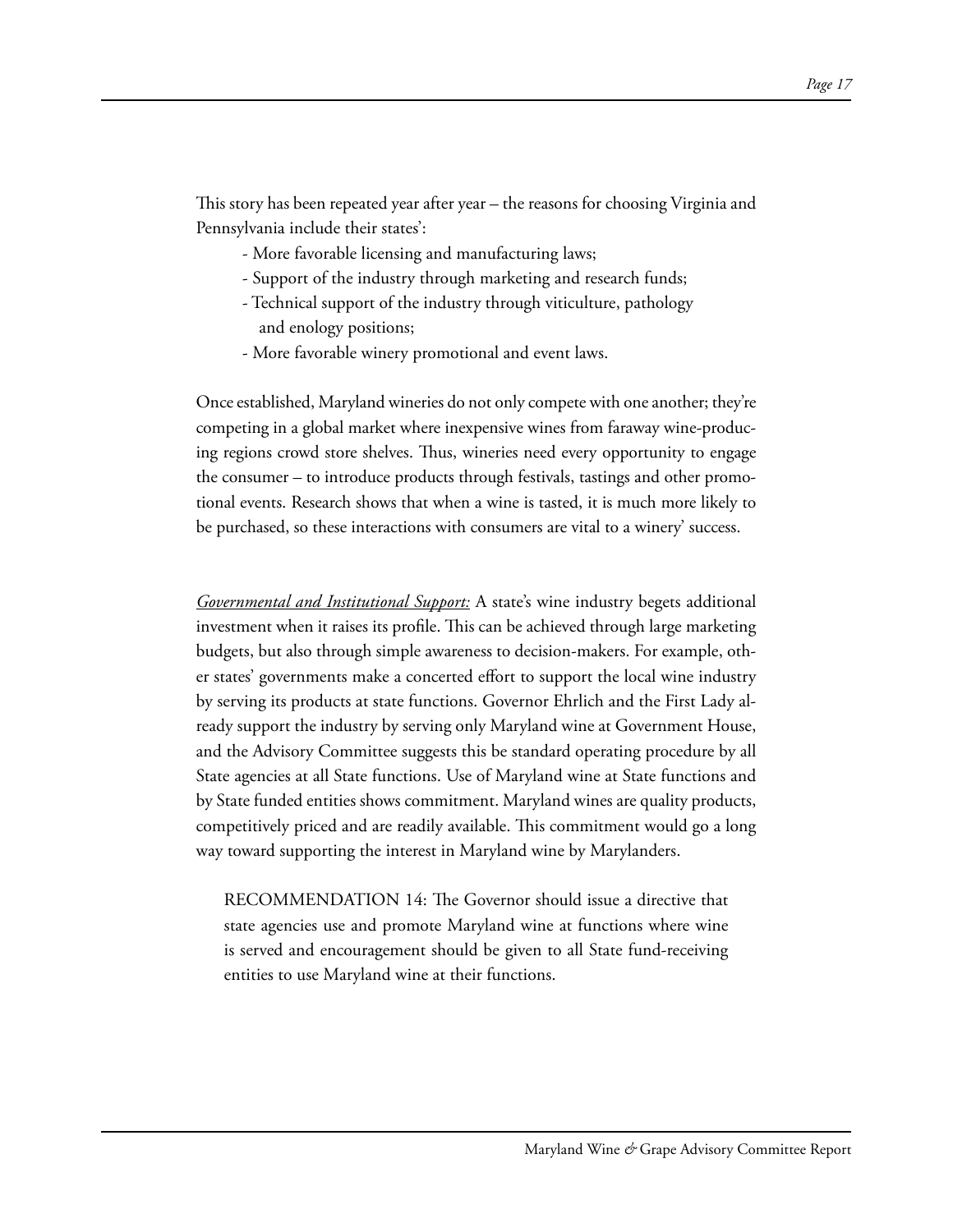This story has been repeated year after year – the reasons for choosing Virginia and Pennsylvania include their states':

- More favorable licensing and manufacturing laws;
- Support of the industry through marketing and research funds;
- Technical support of the industry through viticulture, pathology and enology positions;
- More favorable winery promotional and event laws.

Once established, Maryland wineries do not only compete with one another; they're competing in a global market where inexpensive wines from faraway wine-producing regions crowd store shelves. Thus, wineries need every opportunity to engage the consumer – to introduce products through festivals, tastings and other promotional events. Research shows that when a wine is tasted, it is much more likely to be purchased, so these interactions with consumers are vital to a winery' success.

*Governmental and Institutional Support:* A state's wine industry begets additional investment when it raises its profile. This can be achieved through large marketing budgets, but also through simple awareness to decision-makers. For example, other states' governments make a concerted effort to support the local wine industry by serving its products at state functions. Governor Ehrlich and the First Lady already support the industry by serving only Maryland wine at Government House, and the Advisory Committee suggests this be standard operating procedure by all State agencies at all State functions. Use of Maryland wine at State functions and by State funded entities shows commitment. Maryland wines are quality products, competitively priced and are readily available. This commitment would go a long way toward supporting the interest in Maryland wine by Marylanders.

> RECOMMENDATION 14: The Governor should issue a directive that state agencies use and promote Maryland wine at functions where wine is served and encouragement should be given to all State fund-receiving entities to use Maryland wine at their functions.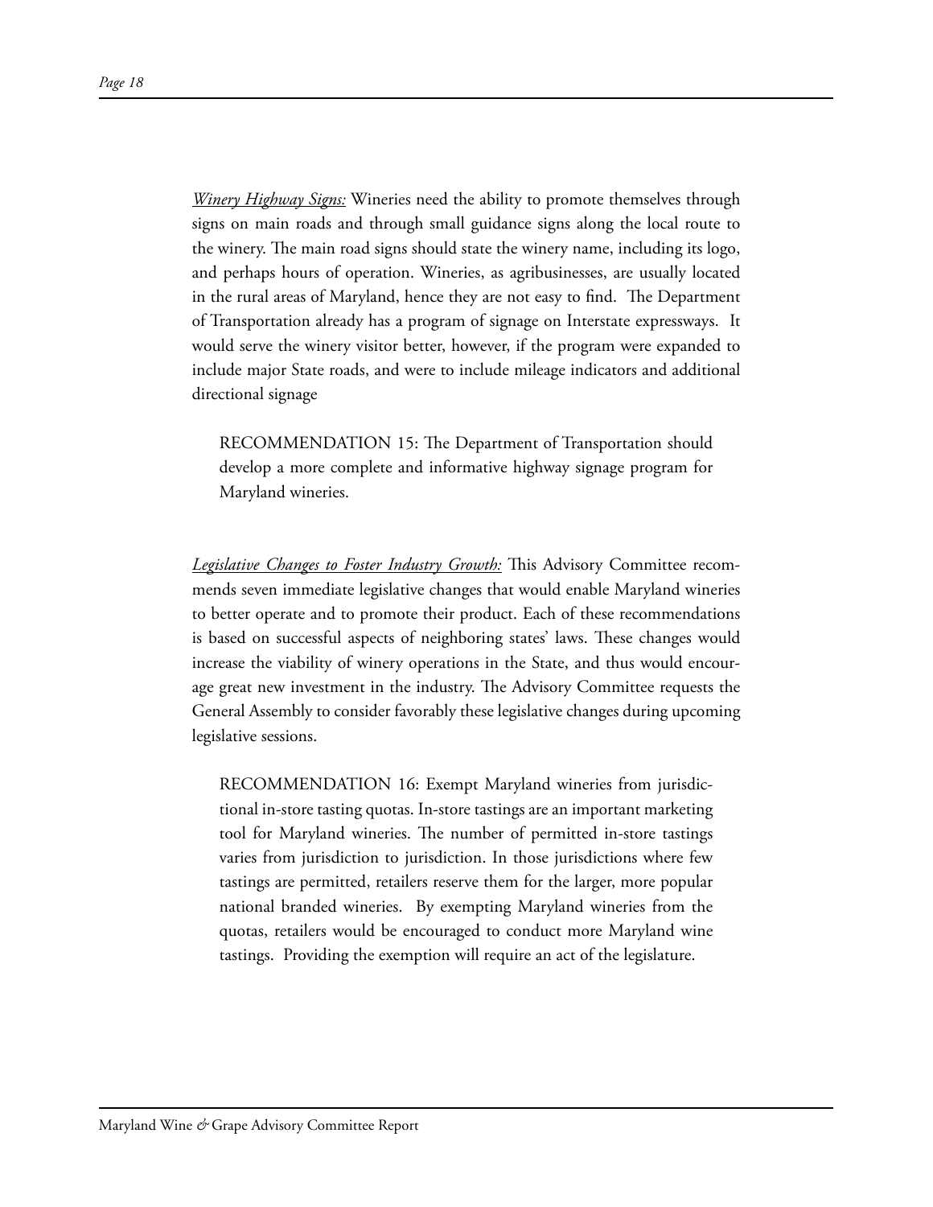*<u>Winery Highway Signs:</u>* Wineries need the ability to promote themselves through signs on main roads and through small guidance signs along the local route to the winery. The main road signs should state the winery name, including its logo, and perhaps hours of operation. Wineries, as agribusinesses, are usually located in the rural areas of Maryland, hence they are not easy to find. The Department of Transportation already has a program of signage on Interstate expressways. It would serve the winery visitor better, however, if the program were expanded to include major State roads, and were to include mileage indicators and additional directional signage

> RECOMMENDATION 15: The Department of Transportation should develop a more complete and informative highway signage program for Maryland wineries.

*<u>Legislative Changes to Foster Industry Growth:</u>* This Advisory Committee recommends seven immediate legislative changes that would enable Maryland wineries to better operate and to promote their product. Each of these recommendations is based on successful aspects of neighboring states' laws. These changes would increase the viability of winery operations in the State, and thus would encourage great new investment in the industry. The Advisory Committee requests the General Assembly to consider favorably these legislative changes during upcoming legislative sessions.

> RECOMMENDATION 16: Exempt Maryland wineries from jurisdictional in-store tasting quotas. In-store tastings are an important marketing tool for Maryland wineries. The number of permitted in-store tastings varies from jurisdiction to jurisdiction. In those jurisdictions where few tastings are permitted, retailers reserve them for the larger, more popular national branded wineries. By exempting Maryland wineries from the quotas, retailers would be encouraged to conduct more Maryland wine tastings. Providing the exemption will require an act of the legislature.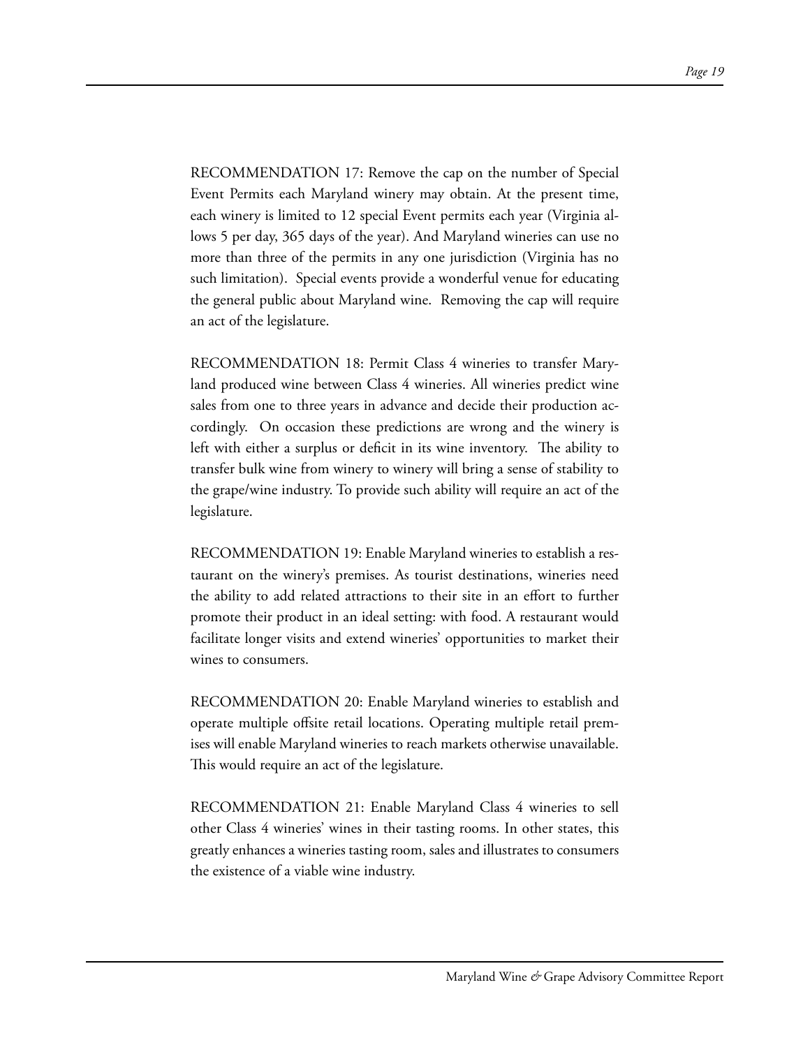RECOMMENDATION 17: Remove the cap on the number of Special Event Permits each Maryland winery may obtain. At the present time, each winery is limited to 12 special Event permits each year (Virginia allows 5 per day, 365 days of the year). And Maryland wineries can use no more than three of the permits in any one jurisdiction (Virginia has no such limitation). Special events provide a wonderful venue for educating the general public about Maryland wine. Removing the cap will require an act of the legislature.

RECOMMENDATION 18: Permit Class 4 wineries to transfer Maryland produced wine between Class 4 wineries. All wineries predict wine sales from one to three years in advance and decide their production accordingly. On occasion these predictions are wrong and the winery is left with either a surplus or deficit in its wine inventory. The ability to transfer bulk wine from winery to winery will bring a sense of stability to the grape/wine industry. To provide such ability will require an act of the legislature.

RECOMMENDATION 19: Enable Maryland wineries to establish a restaurant on the winery's premises. As tourist destinations, wineries need the ability to add related attractions to their site in an effort to further promote their product in an ideal setting: with food. A restaurant would facilitate longer visits and extend wineries' opportunities to market their wines to consumers.

RECOMMENDATION 20: Enable Maryland wineries to establish and operate multiple offsite retail locations. Operating multiple retail premises will enable Maryland wineries to reach markets otherwise unavailable. This would require an act of the legislature.

RECOMMENDATION 21: Enable Maryland Class 4 wineries to sell other Class 4 wineries' wines in their tasting rooms. In other states, this greatly enhances a wineries tasting room, sales and illustrates to consumers the existence of a viable wine industry.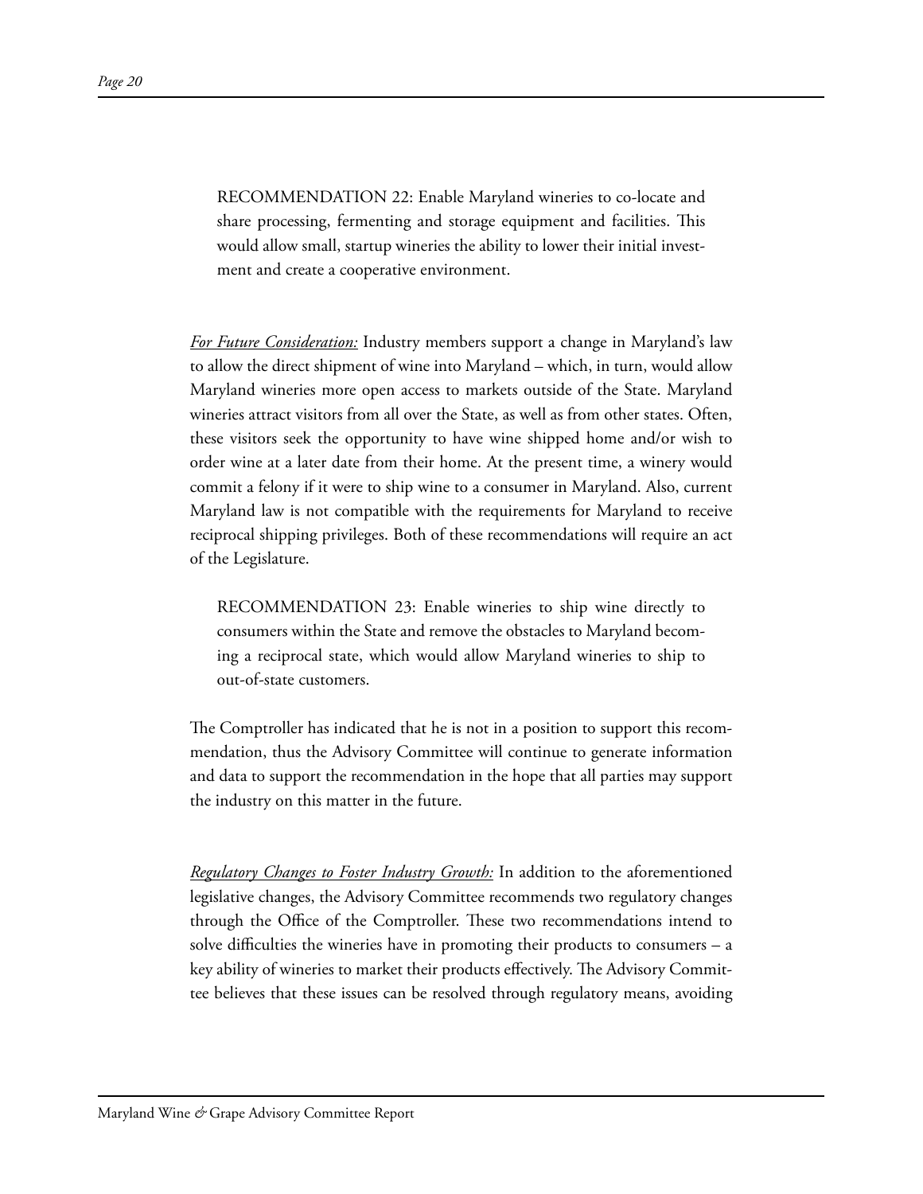RECOMMENDATION 22: Enable Maryland wineries to co-locate and share processing, fermenting and storage equipment and facilities. This would allow small, startup wineries the ability to lower their initial investment and create a cooperative environment.

*For Future Consideration:* Industry members support a change in Maryland's law to allow the direct shipment of wine into Maryland – which, in turn, would allow Maryland wineries more open access to markets outside of the State. Maryland wineries attract visitors from all over the State, as well as from other states. Often, these visitors seek the opportunity to have wine shipped home and/or wish to order wine at a later date from their home. At the present time, a winery would commit a felony if it were to ship wine to a consumer in Maryland. Also, current Maryland law is not compatible with the requirements for Maryland to receive reciprocal shipping privileges. Both of these recommendations will require an act of the Legislature.

RECOMMENDATION 23: Enable wineries to ship wine directly to consumers within the State and remove the obstacles to Maryland becoming a reciprocal state, which would allow Maryland wineries to ship to out-of-state customers.

The Comptroller has indicated that he is not in a position to support this recommendation, thus the Advisory Committee will continue to generate information and data to support the recommendation in the hope that all parties may support the industry on this matter in the future.

*Regulatory Changes to Foster Industry Growth:* In addition to the aforementioned legislative changes, the Advisory Committee recommends two regulatory changes through the Office of the Comptroller. These two recommendations intend to solve difficulties the wineries have in promoting their products to consumers – a key ability of wineries to market their products effectively. The Advisory Committee believes that these issues can be resolved through regulatory means, avoiding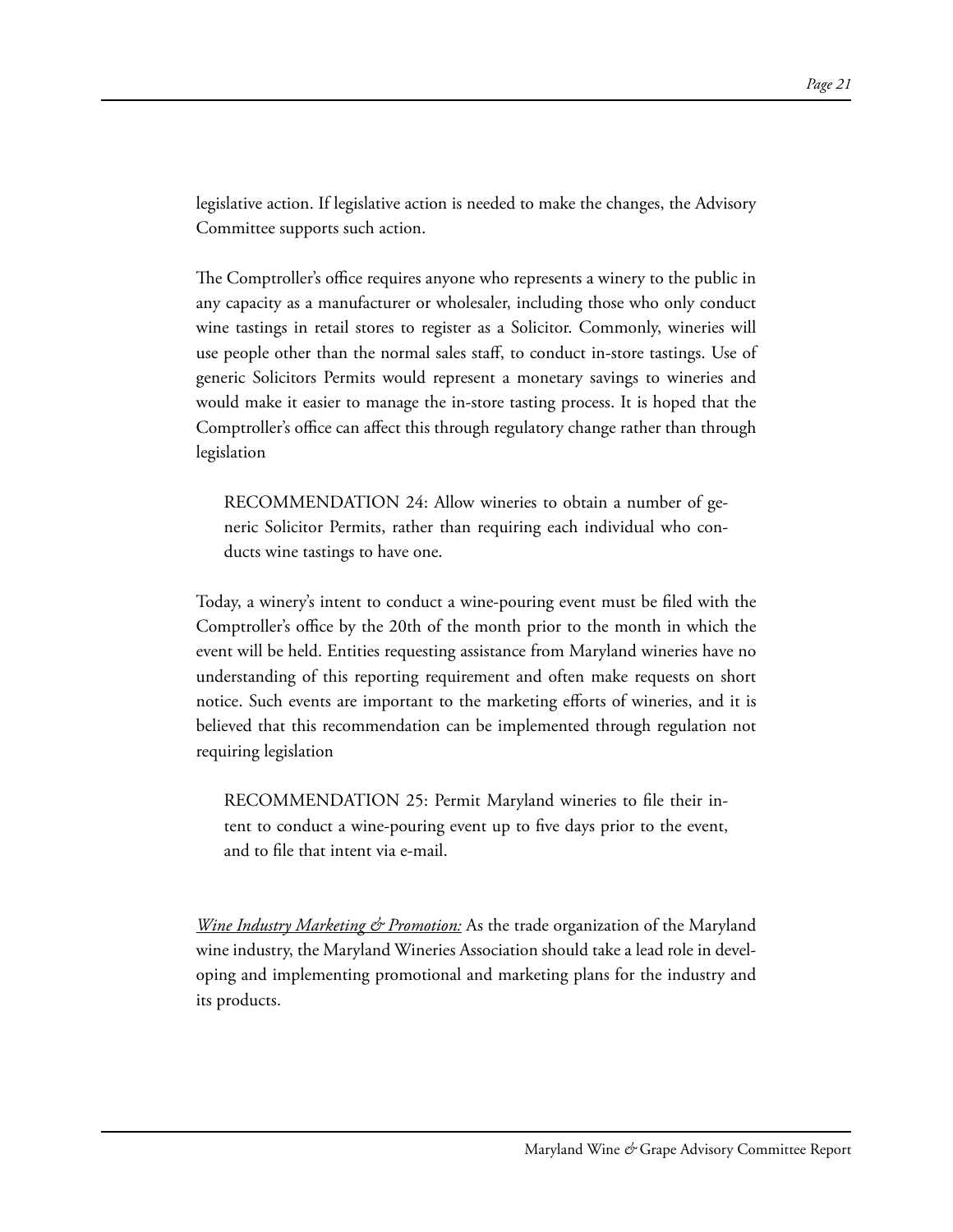legislative action. If legislative action is needed to make the changes, the Advisory Committee supports such action.

The Comptroller's office requires anyone who represents a winery to the public in any capacity as a manufacturer or wholesaler, including those who only conduct wine tastings in retail stores to register as a Solicitor. Commonly, wineries will use people other than the normal sales staff, to conduct in-store tastings. Use of generic Solicitors Permits would represent a monetary savings to wineries and would make it easier to manage the in-store tasting process. It is hoped that the Comptroller's office can affect this through regulatory change rather than through legislation

> RECOMMENDATION 24: Allow wineries to obtain a number of generic Solicitor Permits, rather than requiring each individual who conducts wine tastings to have one.

Today, a winery's intent to conduct a wine-pouring event must be filed with the Comptroller's office by the 20th of the month prior to the month in which the event will be held. Entities requesting assistance from Maryland wineries have no understanding of this reporting requirement and often make requests on short notice. Such events are important to the marketing efforts of wineries, and it is believed that this recommendation can be implemented through regulation not requiring legislation

> RECOMMENDATION 25: Permit Maryland wineries to file their intent to conduct a wine-pouring event up to five days prior to the event, and to file that intent via e-mail.

*Wine Industry Marketing & Promotion:* As the trade organization of the Maryland wine industry, the Maryland Wineries Association should take a lead role in developing and implementing promotional and marketing plans for the industry and its products.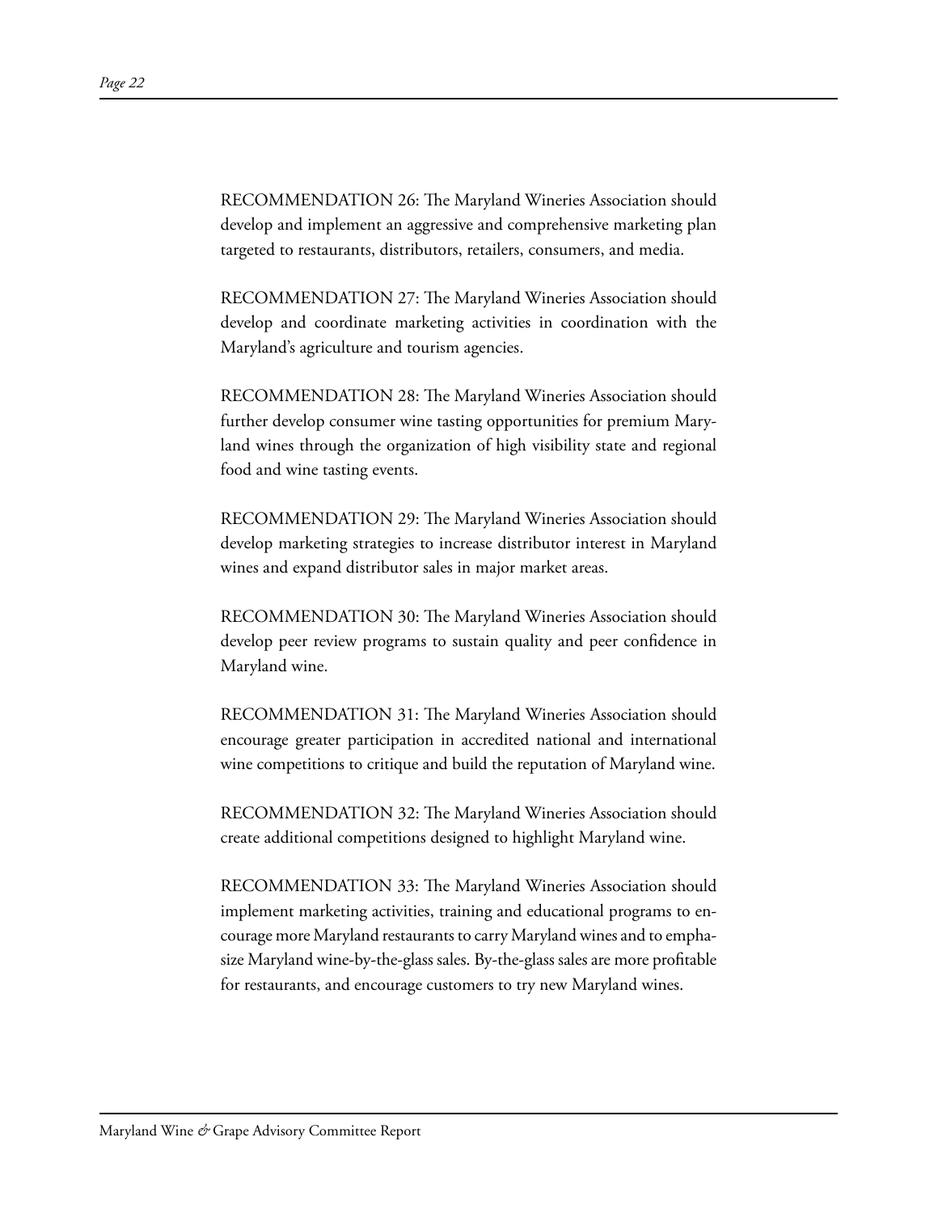RECOMMENDATION 26: The Maryland Wineries Association should develop and implement an aggressive and comprehensive marketing plan targeted to restaurants, distributors, retailers, consumers, and media.

RECOMMENDATION 27: The Maryland Wineries Association should develop and coordinate marketing activities in coordination with the Maryland's agriculture and tourism agencies.

RECOMMENDATION 28: The Maryland Wineries Association should further develop consumer wine tasting opportunities for premium Maryland wines through the organization of high visibility state and regional food and wine tasting events.

RECOMMENDATION 29: The Maryland Wineries Association should develop marketing strategies to increase distributor interest in Maryland wines and expand distributor sales in major market areas.

RECOMMENDATION 30: The Maryland Wineries Association should develop peer review programs to sustain quality and peer confidence in Maryland wine.

RECOMMENDATION 31: The Maryland Wineries Association should encourage greater participation in accredited national and international wine competitions to critique and build the reputation of Maryland wine.

RECOMMENDATION 32: The Maryland Wineries Association should create additional competitions designed to highlight Maryland wine.

RECOMMENDATION 33: The Maryland Wineries Association should implement marketing activities, training and educational programs to encourage more Maryland restaurants to carry Maryland wines and to emphasize Maryland wine-by-the-glass sales. By-the-glass sales are more profitable for restaurants, and encourage customers to try new Maryland wines.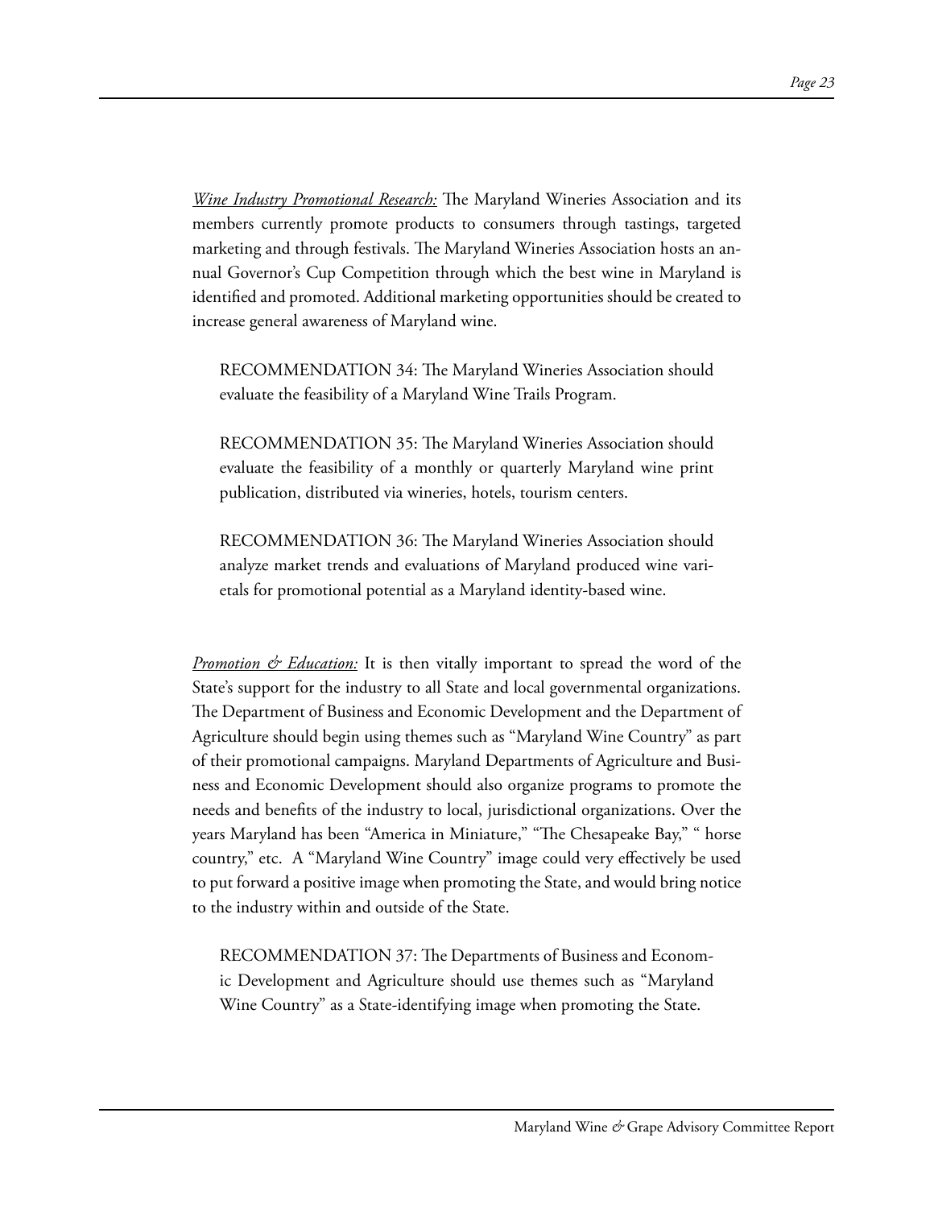*<u>Wine Industry Promotional Research:</u>* The Maryland Wineries Association and its members currently promote products to consumers through tastings, targeted marketing and through festivals. The Maryland Wineries Association hosts an annual Governor's Cup Competition through which the best wine in Maryland is identified and promoted. Additional marketing opportunities should be created to increase general awareness of Maryland wine.

> RECOMMENDATION 34: The Maryland Wineries Association should evaluate the feasibility of a Maryland Wine Trails Program.
>
> RECOMMENDATION 35: The Maryland Wineries Association should evaluate the feasibility of a monthly or quarterly Maryland wine print publication, distributed via wineries, hotels, tourism centers.
>
> RECOMMENDATION 36: The Maryland Wineries Association should analyze market trends and evaluations of Maryland produced wine varietals for promotional potential as a Maryland identity-based wine.

*<u>Promotion & Education:</u>* It is then vitally important to spread the word of the State's support for the industry to all State and local governmental organizations. The Department of Business and Economic Development and the Department of Agriculture should begin using themes such as "Maryland Wine Country" as part of their promotional campaigns. Maryland Departments of Agriculture and Business and Economic Development should also organize programs to promote the needs and benefits of the industry to local, jurisdictional organizations. Over the years Maryland has been "America in Miniature," "The Chesapeake Bay," " horse country," etc. A "Maryland Wine Country" image could very effectively be used to put forward a positive image when promoting the State, and would bring notice to the industry within and outside of the State.

> RECOMMENDATION 37: The Departments of Business and Economic Development and Agriculture should use themes such as "Maryland Wine Country" as a State-identifying image when promoting the State.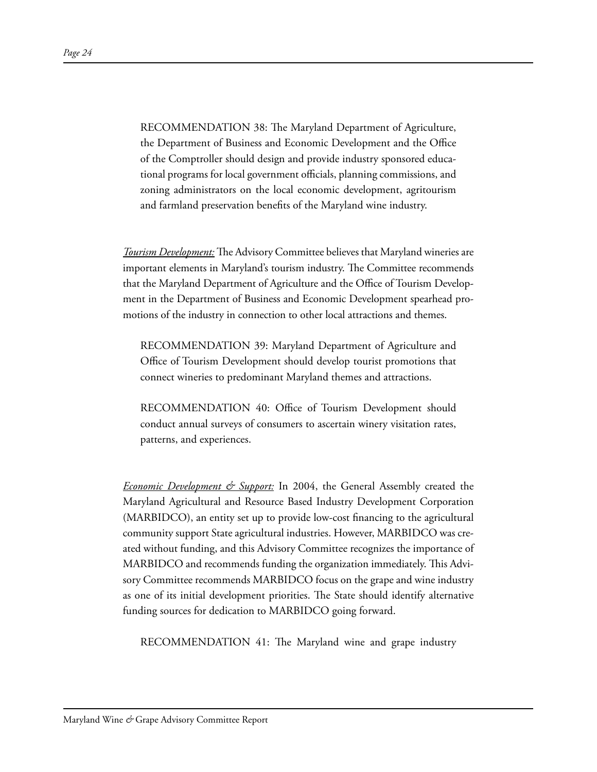RECOMMENDATION 38: The Maryland Department of Agriculture, the Department of Business and Economic Development and the Office of the Comptroller should design and provide industry sponsored educational programs for local government officials, planning commissions, and zoning administrators on the local economic development, agritourism and farmland preservation benefits of the Maryland wine industry.

***Tourism Development:*** The Advisory Committee believes that Maryland wineries are important elements in Maryland's tourism industry. The Committee recommends that the Maryland Department of Agriculture and the Office of Tourism Development in the Department of Business and Economic Development spearhead promotions of the industry in connection to other local attractions and themes.

RECOMMENDATION 39: Maryland Department of Agriculture and Office of Tourism Development should develop tourist promotions that connect wineries to predominant Maryland themes and attractions.

RECOMMENDATION 40: Office of Tourism Development should conduct annual surveys of consumers to ascertain winery visitation rates, patterns, and experiences.

***Economic Development & Support:*** In 2004, the General Assembly created the Maryland Agricultural and Resource Based Industry Development Corporation (MARBIDCO), an entity set up to provide low-cost financing to the agricultural community support State agricultural industries. However, MARBIDCO was created without funding, and this Advisory Committee recognizes the importance of MARBIDCO and recommends funding the organization immediately. This Advisory Committee recommends MARBIDCO focus on the grape and wine industry as one of its initial development priorities. The State should identify alternative funding sources for dedication to MARBIDCO going forward.

RECOMMENDATION 41: The Maryland wine and grape industry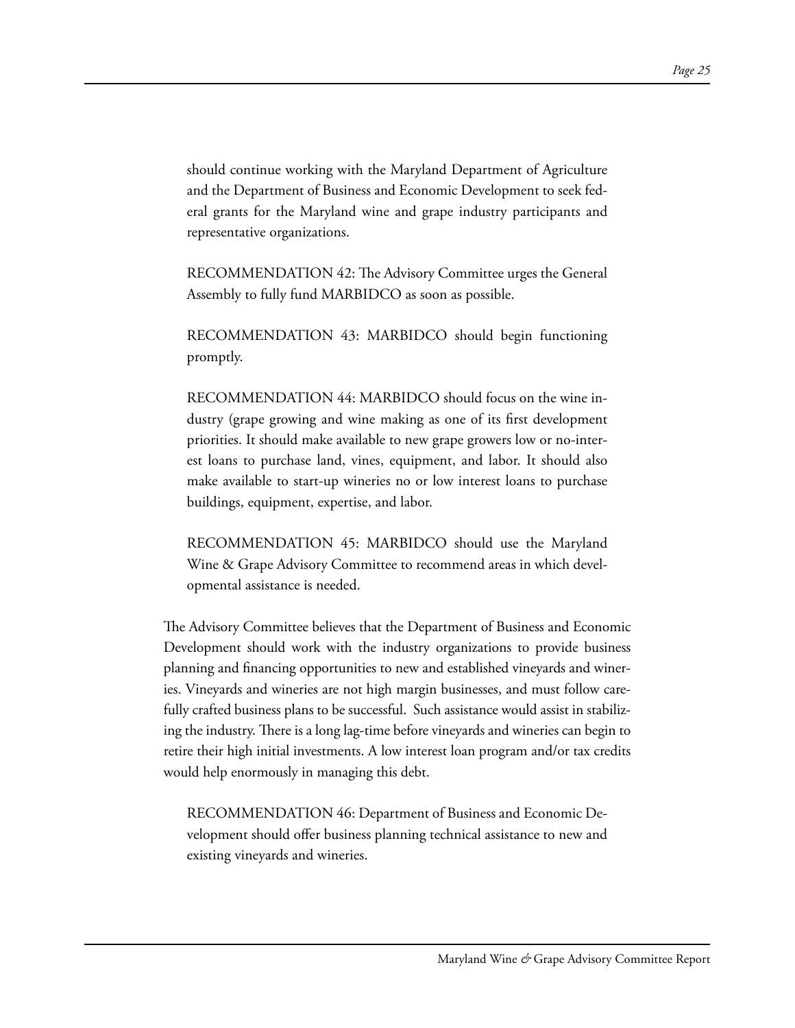should continue working with the Maryland Department of Agriculture and the Department of Business and Economic Development to seek federal grants for the Maryland wine and grape industry participants and representative organizations.

RECOMMENDATION 42: The Advisory Committee urges the General Assembly to fully fund MARBIDCO as soon as possible.

RECOMMENDATION 43: MARBIDCO should begin functioning promptly.

RECOMMENDATION 44: MARBIDCO should focus on the wine industry (grape growing and wine making as one of its first development priorities. It should make available to new grape growers low or no-interest loans to purchase land, vines, equipment, and labor. It should also make available to start-up wineries no or low interest loans to purchase buildings, equipment, expertise, and labor.

RECOMMENDATION 45: MARBIDCO should use the Maryland Wine & Grape Advisory Committee to recommend areas in which developmental assistance is needed.

The Advisory Committee believes that the Department of Business and Economic Development should work with the industry organizations to provide business planning and financing opportunities to new and established vineyards and wineries. Vineyards and wineries are not high margin businesses, and must follow carefully crafted business plans to be successful. Such assistance would assist in stabilizing the industry. There is a long lag-time before vineyards and wineries can begin to retire their high initial investments. A low interest loan program and/or tax credits would help enormously in managing this debt.

RECOMMENDATION 46: Department of Business and Economic Development should offer business planning technical assistance to new and existing vineyards and wineries.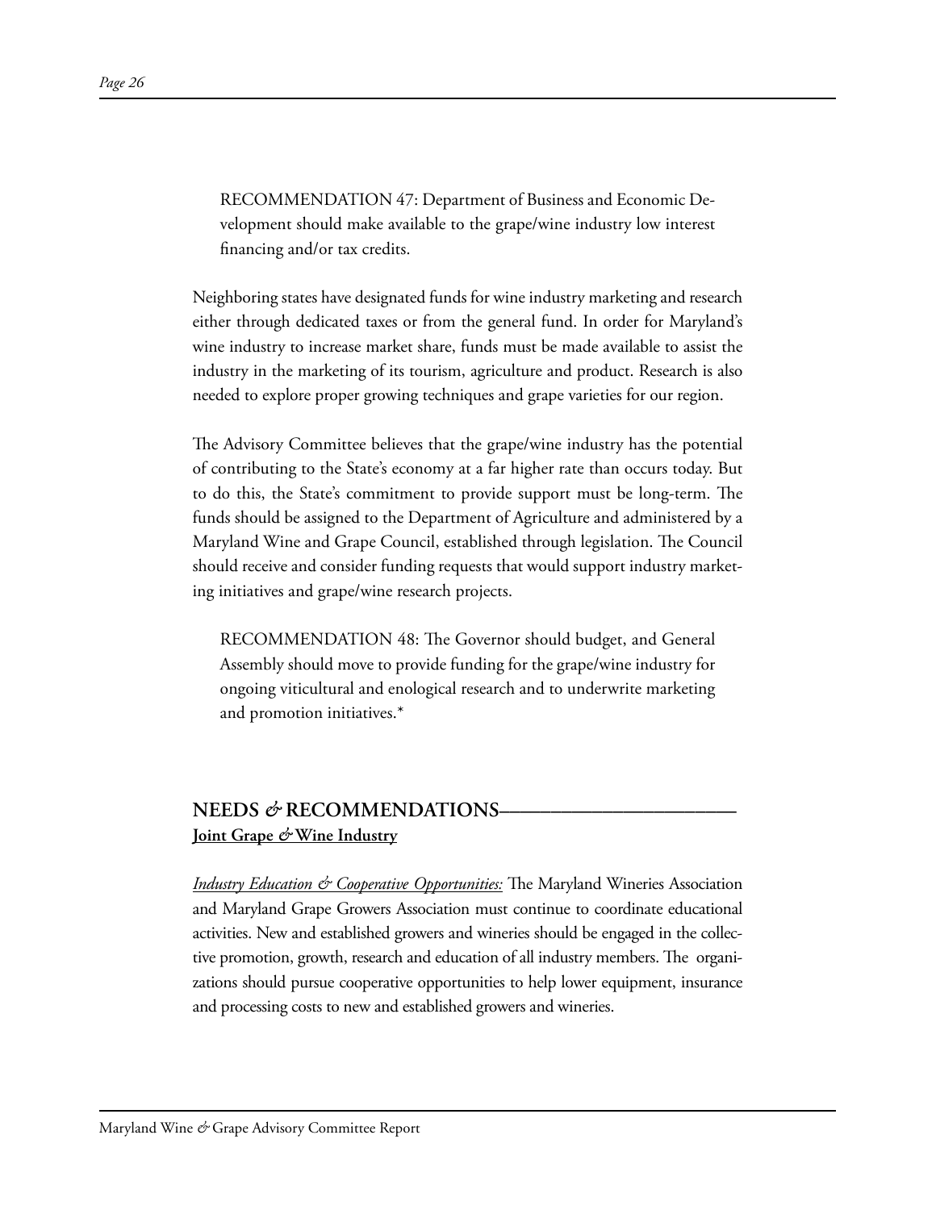RECOMMENDATION 47: Department of Business and Economic Development should make available to the grape/wine industry low interest financing and/or tax credits.

Neighboring states have designated funds for wine industry marketing and research either through dedicated taxes or from the general fund. In order for Maryland's wine industry to increase market share, funds must be made available to assist the industry in the marketing of its tourism, agriculture and product. Research is also needed to explore proper growing techniques and grape varieties for our region.

The Advisory Committee believes that the grape/wine industry has the potential of contributing to the State's economy at a far higher rate than occurs today. But to do this, the State's commitment to provide support must be long-term. The funds should be assigned to the Department of Agriculture and administered by a Maryland Wine and Grape Council, established through legislation. The Council should receive and consider funding requests that would support industry marketing initiatives and grape/wine research projects.

RECOMMENDATION 48: The Governor should budget, and General Assembly should move to provide funding for the grape/wine industry for ongoing viticultural and enological research and to underwrite marketing and promotion initiatives.*

## NEEDS & RECOMMENDATIONS

**Joint Grape & Wine Industry**

*Industry Education & Cooperative Opportunities:* The Maryland Wineries Association and Maryland Grape Growers Association must continue to coordinate educational activities. New and established growers and wineries should be engaged in the collective promotion, growth, research and education of all industry members. The organizations should pursue cooperative opportunities to help lower equipment, insurance and processing costs to new and established growers and wineries.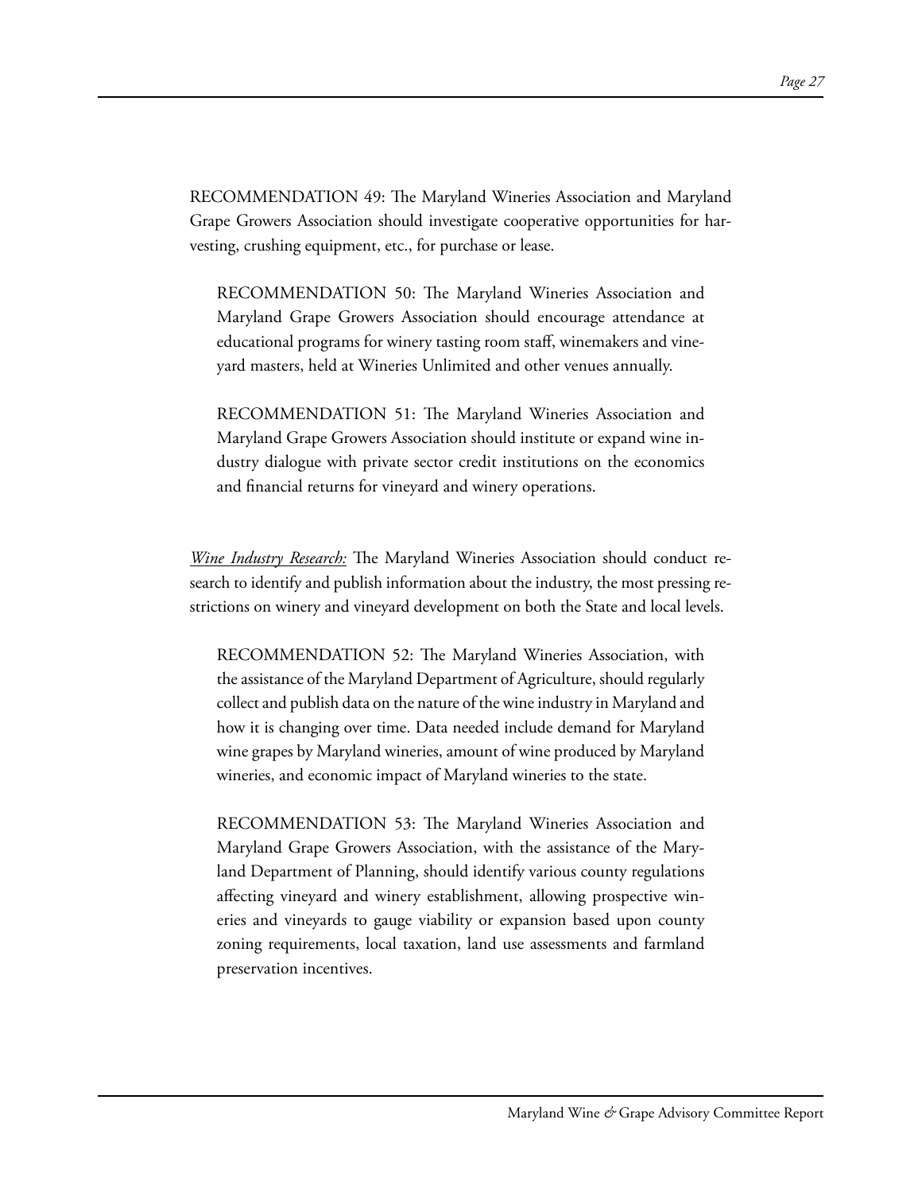RECOMMENDATION 49: The Maryland Wineries Association and Maryland Grape Growers Association should investigate cooperative opportunities for harvesting, crushing equipment, etc., for purchase or lease.

RECOMMENDATION 50: The Maryland Wineries Association and Maryland Grape Growers Association should encourage attendance at educational programs for winery tasting room staff, winemakers and vineyard masters, held at Wineries Unlimited and other venues annually.

RECOMMENDATION 51: The Maryland Wineries Association and Maryland Grape Growers Association should institute or expand wine industry dialogue with private sector credit institutions on the economics and financial returns for vineyard and winery operations.

*Wine Industry Research:* The Maryland Wineries Association should conduct research to identify and publish information about the industry, the most pressing restrictions on winery and vineyard development on both the State and local levels.

RECOMMENDATION 52: The Maryland Wineries Association, with the assistance of the Maryland Department of Agriculture, should regularly collect and publish data on the nature of the wine industry in Maryland and how it is changing over time. Data needed include demand for Maryland wine grapes by Maryland wineries, amount of wine produced by Maryland wineries, and economic impact of Maryland wineries to the state.

RECOMMENDATION 53: The Maryland Wineries Association and Maryland Grape Growers Association, with the assistance of the Maryland Department of Planning, should identify various county regulations affecting vineyard and winery establishment, allowing prospective wineries and vineyards to gauge viability or expansion based upon county zoning requirements, local taxation, land use assessments and farmland preservation incentives.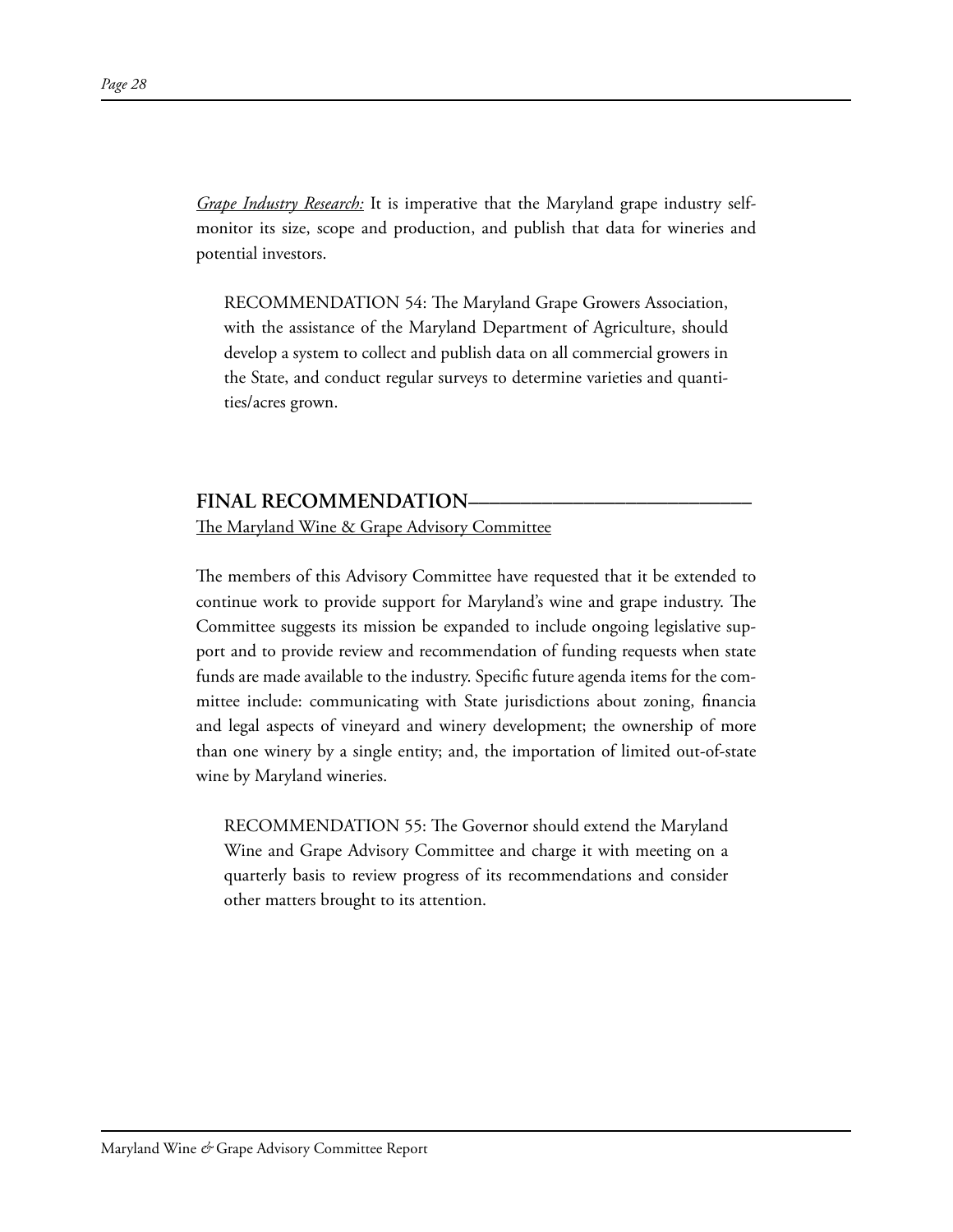*Grape Industry Research:* It is imperative that the Maryland grape industry self-monitor its size, scope and production, and publish that data for wineries and potential investors.

> RECOMMENDATION 54: The Maryland Grape Growers Association, with the assistance of the Maryland Department of Agriculture, should develop a system to collect and publish data on all commercial growers in the State, and conduct regular surveys to determine varieties and quantities/acres grown.

## FINAL RECOMMENDATION

The Maryland Wine & Grape Advisory Committee

The members of this Advisory Committee have requested that it be extended to continue work to provide support for Maryland's wine and grape industry. The Committee suggests its mission be expanded to include ongoing legislative support and to provide review and recommendation of funding requests when state funds are made available to the industry. Specific future agenda items for the committee include: communicating with State jurisdictions about zoning, financia and legal aspects of vineyard and winery development; the ownership of more than one winery by a single entity; and, the importation of limited out-of-state wine by Maryland wineries.

> RECOMMENDATION 55: The Governor should extend the Maryland Wine and Grape Advisory Committee and charge it with meeting on a quarterly basis to review progress of its recommendations and consider other matters brought to its attention.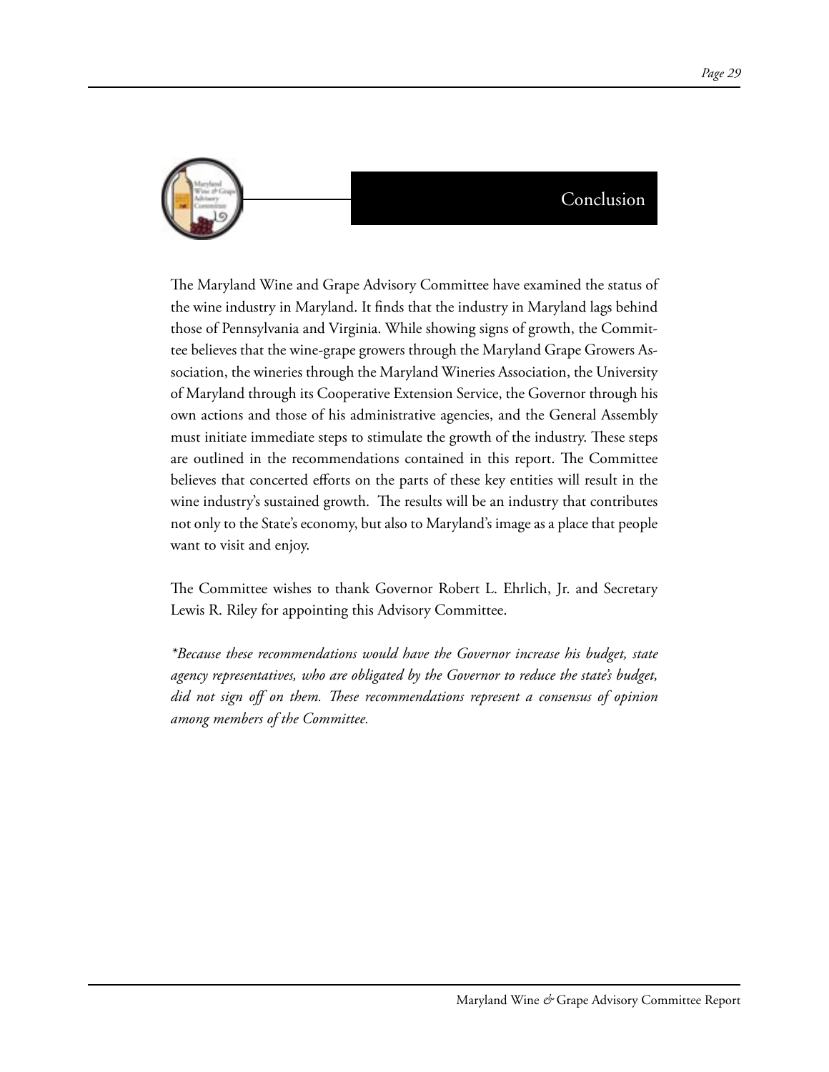## Conclusion

The Maryland Wine and Grape Advisory Committee have examined the status of the wine industry in Maryland. It finds that the industry in Maryland lags behind those of Pennsylvania and Virginia. While showing signs of growth, the Committee believes that the wine-grape growers through the Maryland Grape Growers Association, the wineries through the Maryland Wineries Association, the University of Maryland through its Cooperative Extension Service, the Governor through his own actions and those of his administrative agencies, and the General Assembly must initiate immediate steps to stimulate the growth of the industry. These steps are outlined in the recommendations contained in this report. The Committee believes that concerted efforts on the parts of these key entities will result in the wine industry's sustained growth. The results will be an industry that contributes not only to the State's economy, but also to Maryland's image as a place that people want to visit and enjoy.

The Committee wishes to thank Governor Robert L. Ehrlich, Jr. and Secretary Lewis R. Riley for appointing this Advisory Committee.

*\*Because these recommendations would have the Governor increase his budget, state agency representatives, who are obligated by the Governor to reduce the state's budget, did not sign off on them. These recommendations represent a consensus of opinion among members of the Committee.*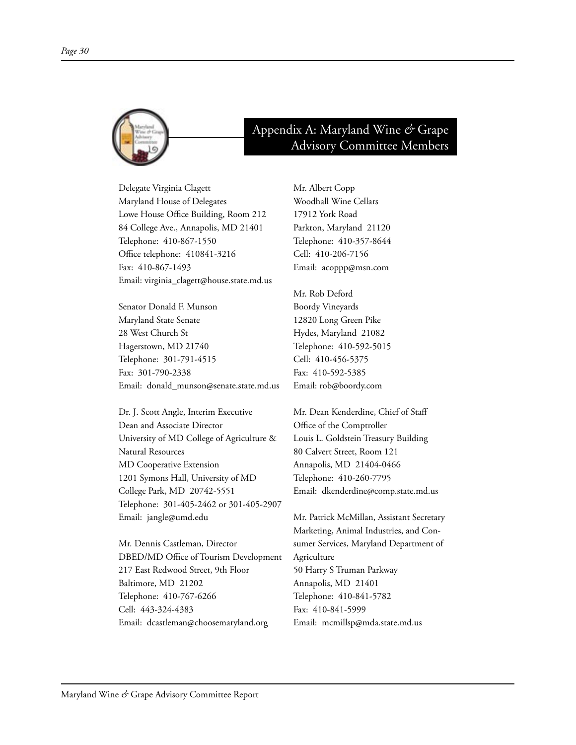# Appendix A: Maryland Wine & Grape Advisory Committee Members

Delegate Virginia Clagett
Maryland House of Delegates
Lowe House Office Building, Room 212
84 College Ave., Annapolis, MD 21401
Telephone: 410-867-1550
Office telephone: 410841-3216
Fax: 410-867-1493
Email: virginia_clagett@house.state.md.us

Senator Donald F. Munson
Maryland State Senate
28 West Church St
Hagerstown, MD 21740
Telephone: 301-791-4515
Fax: 301-790-2338
Email: donald_munson@senate.state.md.us

Dr. J. Scott Angle, Interim Executive Dean and Associate Director
University of MD College of Agriculture & Natural Resources
MD Cooperative Extension
1201 Symons Hall, University of MD
College Park, MD 20742-5551
Telephone: 301-405-2462 or 301-405-2907
Email: jangle@umd.edu

Mr. Dennis Castleman, Director
DBED/MD Office of Tourism Development
217 East Redwood Street, 9th Floor
Baltimore, MD 21202
Telephone: 410-767-6266
Cell: 443-324-4383
Email: dcastleman@choosemaryland.org

Mr. Albert Copp
Woodhall Wine Cellars
17912 York Road
Parkton, Maryland 21120
Telephone: 410-357-8644
Cell: 410-206-7156
Email: acoppp@msn.com

Mr. Rob Deford
Boordy Vineyards
12820 Long Green Pike
Hydes, Maryland 21082
Telephone: 410-592-5015
Cell: 410-456-5375
Fax: 410-592-5385
Email: rob@boordy.com

Mr. Dean Kenderdine, Chief of Staff
Office of the Comptroller
Louis L. Goldstein Treasury Building
80 Calvert Street, Room 121
Annapolis, MD 21404-0466
Telephone: 410-260-7795
Email: dkenderdine@comp.state.md.us

Mr. Patrick McMillan, Assistant Secretary Marketing, Animal Industries, and Consumer Services, Maryland Department of Agriculture
50 Harry S Truman Parkway
Annapolis, MD 21401
Telephone: 410-841-5782
Fax: 410-841-5999
Email: mcmillsp@mda.state.md.us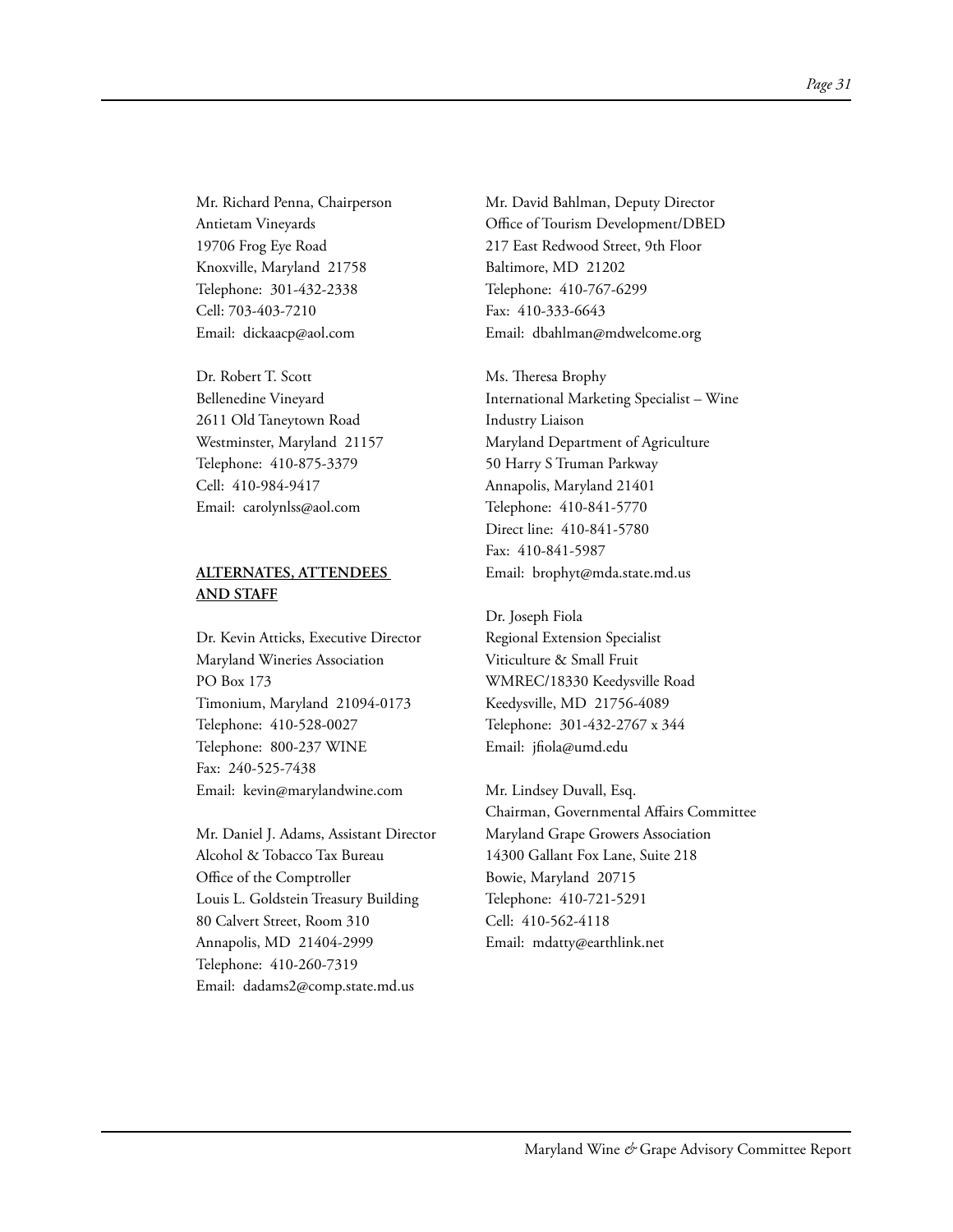Mr. Richard Penna, Chairperson
Antietam Vineyards
19706 Frog Eye Road
Knoxville, Maryland 21758
Telephone: 301-432-2338
Cell: 703-403-7210
Email: dickaacp@aol.com

Dr. Robert T. Scott
Bellenedine Vineyard
2611 Old Taneytown Road
Westminster, Maryland 21157
Telephone: 410-875-3379
Cell: 410-984-9417
Email: carolynlss@aol.com

**ALTERNATES, ATTENDEES AND STAFF**

Dr. Kevin Atticks, Executive Director
Maryland Wineries Association
PO Box 173
Timonium, Maryland 21094-0173
Telephone: 410-528-0027
Telephone: 800-237 WINE
Fax: 240-525-7438
Email: kevin@marylandwine.com

Mr. Daniel J. Adams, Assistant Director
Alcohol & Tobacco Tax Bureau
Office of the Comptroller
Louis L. Goldstein Treasury Building
80 Calvert Street, Room 310
Annapolis, MD 21404-2999
Telephone: 410-260-7319
Email: dadams2@comp.state.md.us

Mr. David Bahlman, Deputy Director
Office of Tourism Development/DBED
217 East Redwood Street, 9th Floor
Baltimore, MD 21202
Telephone: 410-767-6299
Fax: 410-333-6643
Email: dbahlman@mdwelcome.org

Ms. Theresa Brophy
International Marketing Specialist – Wine Industry Liaison
Maryland Department of Agriculture
50 Harry S Truman Parkway
Annapolis, Maryland 21401
Telephone: 410-841-5770
Direct line: 410-841-5780
Fax: 410-841-5987
Email: brophyt@mda.state.md.us

Dr. Joseph Fiola
Regional Extension Specialist
Viticulture & Small Fruit
WMREC/18330 Keedysville Road
Keedysville, MD 21756-4089
Telephone: 301-432-2767 x 344
Email: jfiola@umd.edu

Mr. Lindsey Duvall, Esq.
Chairman, Governmental Affairs Committee
Maryland Grape Growers Association
14300 Gallant Fox Lane, Suite 218
Bowie, Maryland 20715
Telephone: 410-721-5291
Cell: 410-562-4118
Email: mdatty@earthlink.net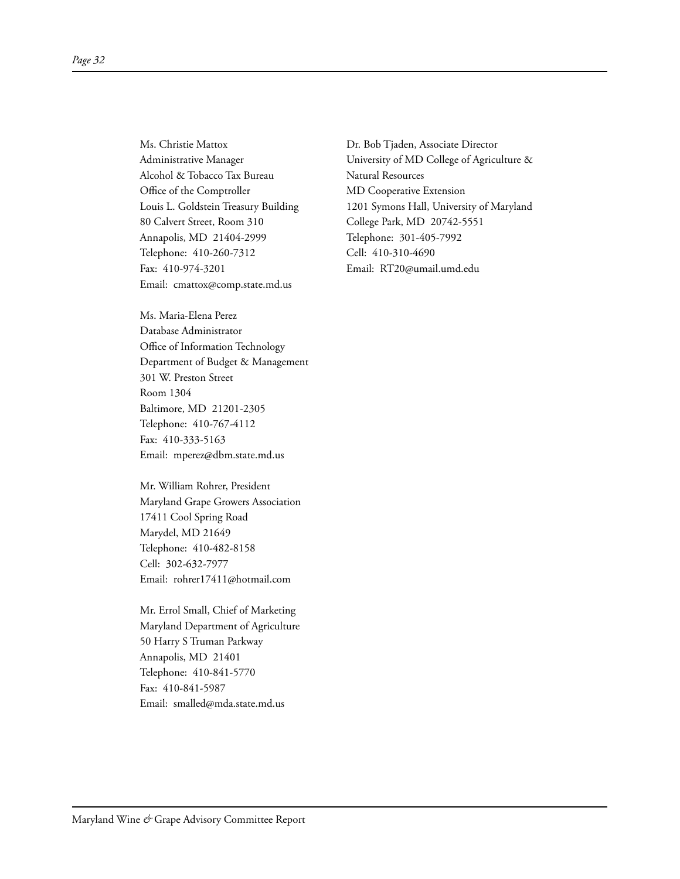Ms. Christie Mattox
Administrative Manager
Alcohol & Tobacco Tax Bureau
Office of the Comptroller
Louis L. Goldstein Treasury Building
80 Calvert Street, Room 310
Annapolis, MD 21404-2999
Telephone: 410-260-7312
Fax: 410-974-3201
Email: cmattox@comp.state.md.us

Ms. Maria-Elena Perez
Database Administrator
Office of Information Technology
Department of Budget & Management
301 W. Preston Street
Room 1304
Baltimore, MD 21201-2305
Telephone: 410-767-4112
Fax: 410-333-5163
Email: mperez@dbm.state.md.us

Mr. William Rohrer, President
Maryland Grape Growers Association
17411 Cool Spring Road
Marydel, MD 21649
Telephone: 410-482-8158
Cell: 302-632-7977
Email: rohrer17411@hotmail.com

Mr. Errol Small, Chief of Marketing
Maryland Department of Agriculture
50 Harry S Truman Parkway
Annapolis, MD 21401
Telephone: 410-841-5770
Fax: 410-841-5987
Email: smalled@mda.state.md.us

Dr. Bob Tjaden, Associate Director
University of MD College of Agriculture &
Natural Resources
MD Cooperative Extension
1201 Symons Hall, University of Maryland
College Park, MD 20742-5551
Telephone: 301-405-7992
Cell: 410-310-4690
Email: RT20@umail.umd.edu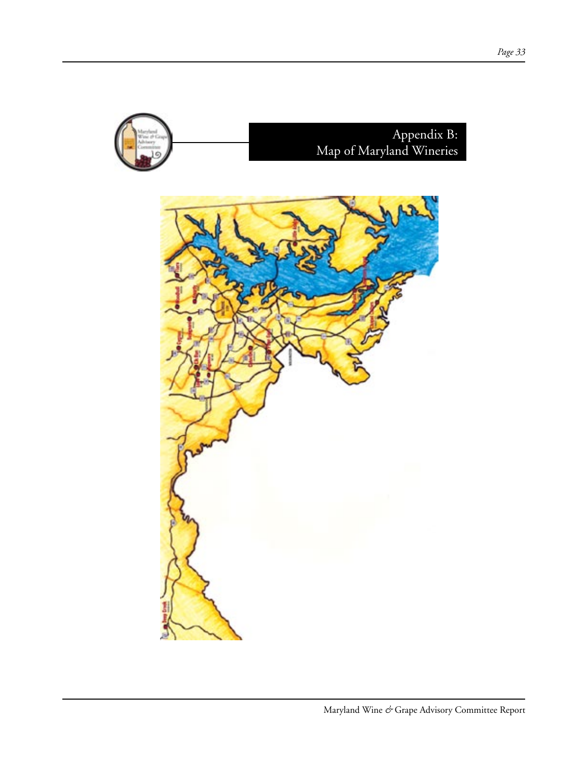# Appendix B: Map of Maryland Wineries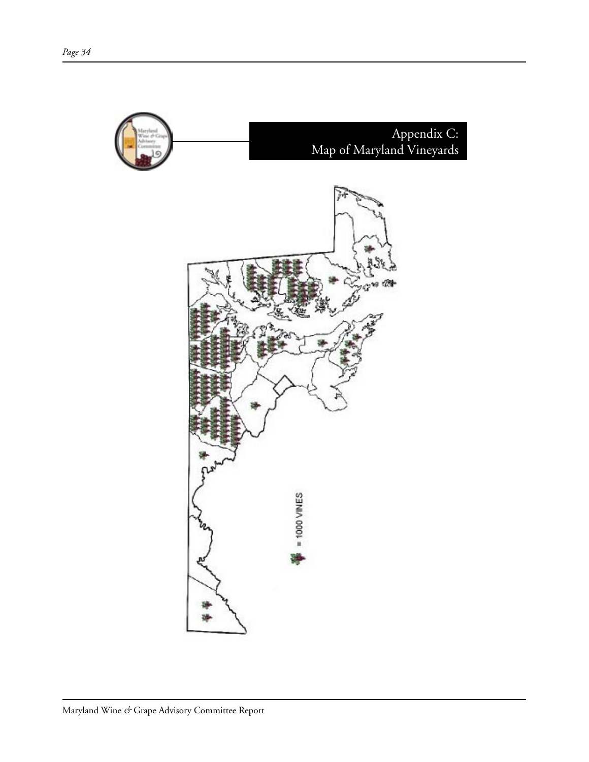# Appendix C: Map of Maryland Vineyards

= 1000 VINES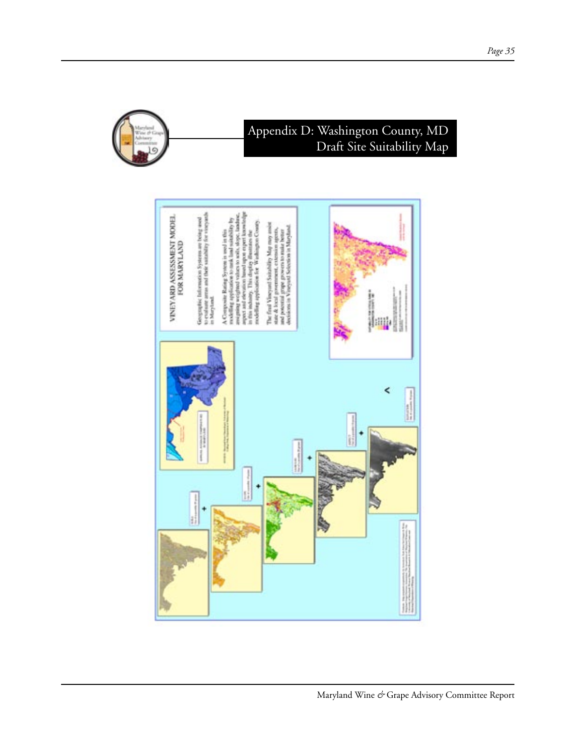# Appendix D: Washington County, MD Draft Site Suitability Map

## VINEYARD ASSESSMENT MODEL FOR MARYLAND

Geographic Information Systems are being used to evaluate areas and their suitability for vineyards in Maryland.

A Composite Rating System is used in this modelling application to rank land suitability by assigning weighted values to soils, slope, landuse, aspect and elevation based upon expert knowledge in this industry. This display illustrates the modelling application for Washington County.

The final Vineyard Suitability Map may assist state & local government, extension agents, and potential grape growers to make better decisions in Vineyard Selection in Maryland.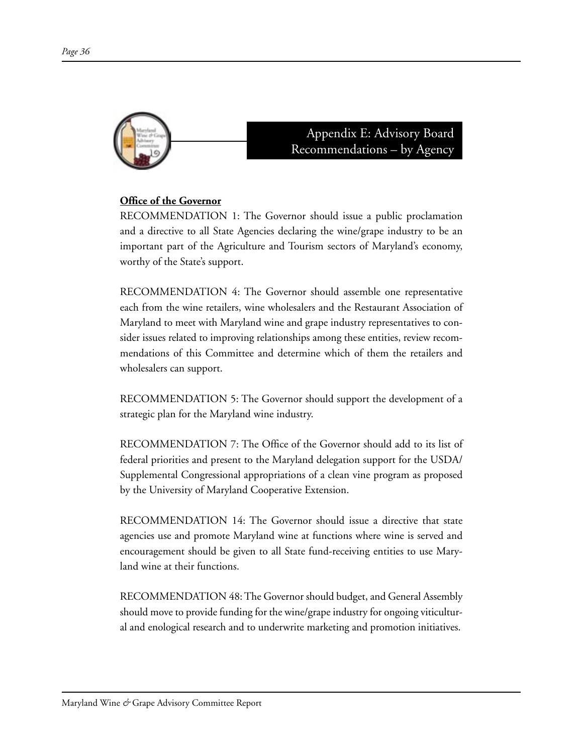# Appendix E: Advisory Board Recommendations – by Agency

**Office of the Governor**

RECOMMENDATION 1: The Governor should issue a public proclamation and a directive to all State Agencies declaring the wine/grape industry to be an important part of the Agriculture and Tourism sectors of Maryland's economy, worthy of the State's support.

RECOMMENDATION 4: The Governor should assemble one representative each from the wine retailers, wine wholesalers and the Restaurant Association of Maryland to meet with Maryland wine and grape industry representatives to consider issues related to improving relationships among these entities, review recommendations of this Committee and determine which of them the retailers and wholesalers can support.

RECOMMENDATION 5: The Governor should support the development of a strategic plan for the Maryland wine industry.

RECOMMENDATION 7: The Office of the Governor should add to its list of federal priorities and present to the Maryland delegation support for the USDA/Supplemental Congressional appropriations of a clean vine program as proposed by the University of Maryland Cooperative Extension.

RECOMMENDATION 14: The Governor should issue a directive that state agencies use and promote Maryland wine at functions where wine is served and encouragement should be given to all State fund-receiving entities to use Maryland wine at their functions.

RECOMMENDATION 48: The Governor should budget, and General Assembly should move to provide funding for the wine/grape industry for ongoing viticultural and enological research and to underwrite marketing and promotion initiatives.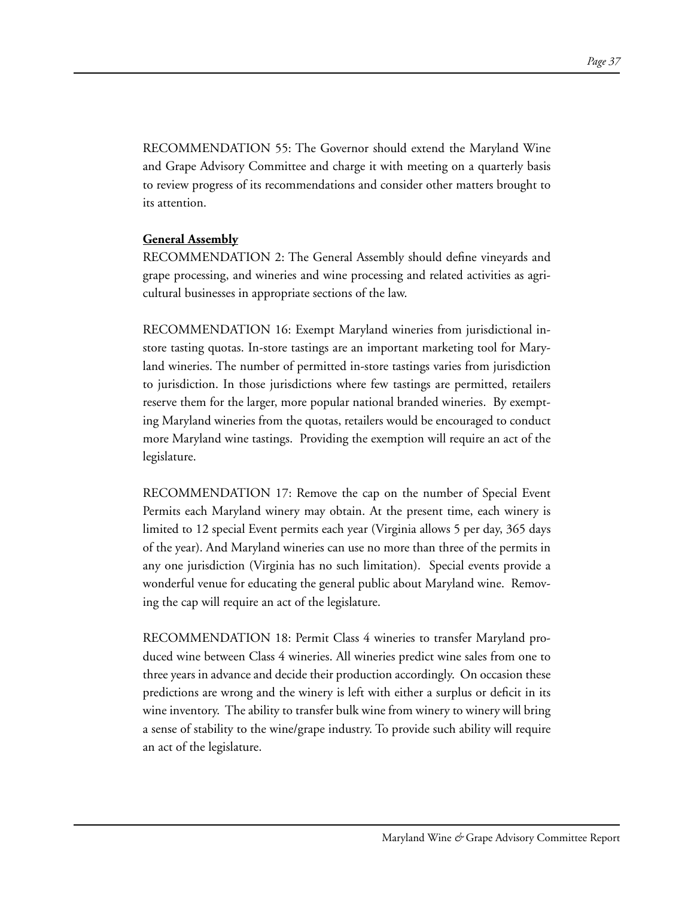RECOMMENDATION 55: The Governor should extend the Maryland Wine and Grape Advisory Committee and charge it with meeting on a quarterly basis to review progress of its recommendations and consider other matters brought to its attention.

**General Assembly**

RECOMMENDATION 2: The General Assembly should define vineyards and grape processing, and wineries and wine processing and related activities as agricultural businesses in appropriate sections of the law.

RECOMMENDATION 16: Exempt Maryland wineries from jurisdictional in-store tasting quotas. In-store tastings are an important marketing tool for Maryland wineries. The number of permitted in-store tastings varies from jurisdiction to jurisdiction. In those jurisdictions where few tastings are permitted, retailers reserve them for the larger, more popular national branded wineries. By exempting Maryland wineries from the quotas, retailers would be encouraged to conduct more Maryland wine tastings. Providing the exemption will require an act of the legislature.

RECOMMENDATION 17: Remove the cap on the number of Special Event Permits each Maryland winery may obtain. At the present time, each winery is limited to 12 special Event permits each year (Virginia allows 5 per day, 365 days of the year). And Maryland wineries can use no more than three of the permits in any one jurisdiction (Virginia has no such limitation). Special events provide a wonderful venue for educating the general public about Maryland wine. Removing the cap will require an act of the legislature.

RECOMMENDATION 18: Permit Class 4 wineries to transfer Maryland produced wine between Class 4 wineries. All wineries predict wine sales from one to three years in advance and decide their production accordingly. On occasion these predictions are wrong and the winery is left with either a surplus or deficit in its wine inventory. The ability to transfer bulk wine from winery to winery will bring a sense of stability to the wine/grape industry. To provide such ability will require an act of the legislature.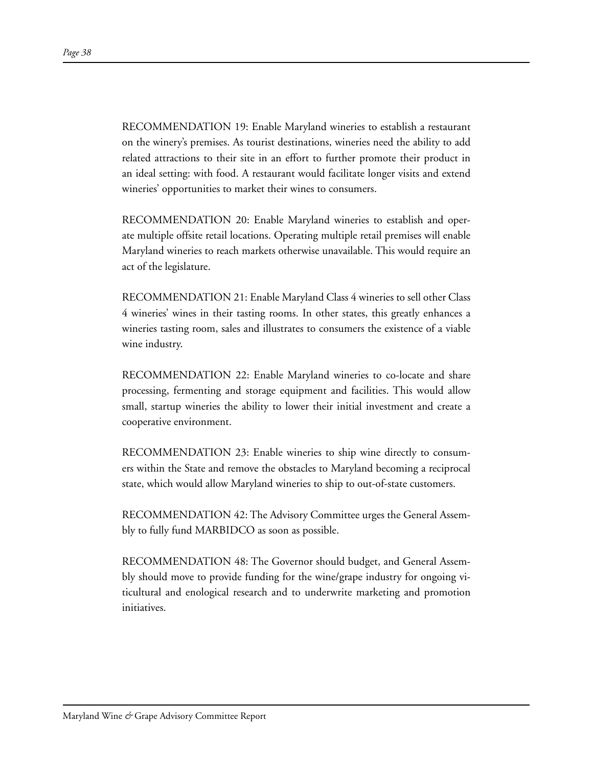RECOMMENDATION 19: Enable Maryland wineries to establish a restaurant on the winery's premises. As tourist destinations, wineries need the ability to add related attractions to their site in an effort to further promote their product in an ideal setting: with food. A restaurant would facilitate longer visits and extend wineries' opportunities to market their wines to consumers.

RECOMMENDATION 20: Enable Maryland wineries to establish and operate multiple offsite retail locations. Operating multiple retail premises will enable Maryland wineries to reach markets otherwise unavailable. This would require an act of the legislature.

RECOMMENDATION 21: Enable Maryland Class 4 wineries to sell other Class 4 wineries' wines in their tasting rooms. In other states, this greatly enhances a wineries tasting room, sales and illustrates to consumers the existence of a viable wine industry.

RECOMMENDATION 22: Enable Maryland wineries to co-locate and share processing, fermenting and storage equipment and facilities. This would allow small, startup wineries the ability to lower their initial investment and create a cooperative environment.

RECOMMENDATION 23: Enable wineries to ship wine directly to consumers within the State and remove the obstacles to Maryland becoming a reciprocal state, which would allow Maryland wineries to ship to out-of-state customers.

RECOMMENDATION 42: The Advisory Committee urges the General Assembly to fully fund MARBIDCO as soon as possible.

RECOMMENDATION 48: The Governor should budget, and General Assembly should move to provide funding for the wine/grape industry for ongoing viticultural and enological research and to underwrite marketing and promotion initiatives.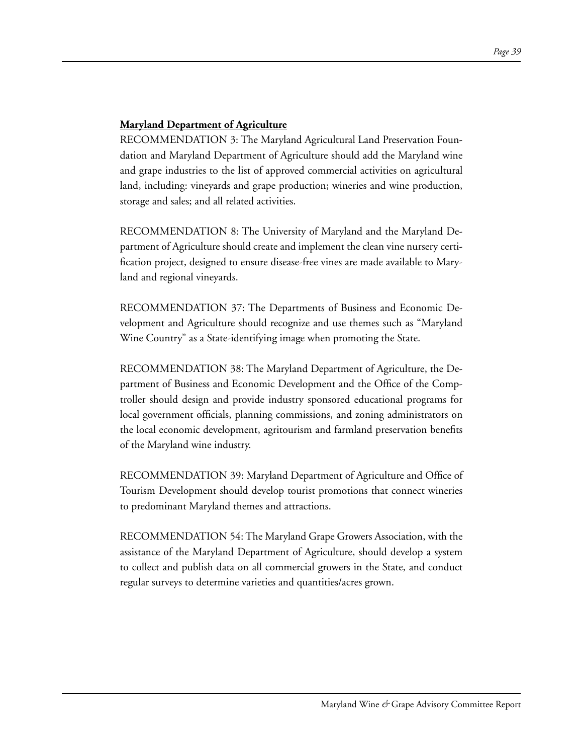**<u>Maryland Department of Agriculture</u>**

RECOMMENDATION 3: The Maryland Agricultural Land Preservation Foundation and Maryland Department of Agriculture should add the Maryland wine and grape industries to the list of approved commercial activities on agricultural land, including: vineyards and grape production; wineries and wine production, storage and sales; and all related activities.

RECOMMENDATION 8: The University of Maryland and the Maryland Department of Agriculture should create and implement the clean vine nursery certification project, designed to ensure disease-free vines are made available to Maryland and regional vineyards.

RECOMMENDATION 37: The Departments of Business and Economic Development and Agriculture should recognize and use themes such as "Maryland Wine Country" as a State-identifying image when promoting the State.

RECOMMENDATION 38: The Maryland Department of Agriculture, the Department of Business and Economic Development and the Office of the Comptroller should design and provide industry sponsored educational programs for local government officials, planning commissions, and zoning administrators on the local economic development, agritourism and farmland preservation benefits of the Maryland wine industry.

RECOMMENDATION 39: Maryland Department of Agriculture and Office of Tourism Development should develop tourist promotions that connect wineries to predominant Maryland themes and attractions.

RECOMMENDATION 54: The Maryland Grape Growers Association, with the assistance of the Maryland Department of Agriculture, should develop a system to collect and publish data on all commercial growers in the State, and conduct regular surveys to determine varieties and quantities/acres grown.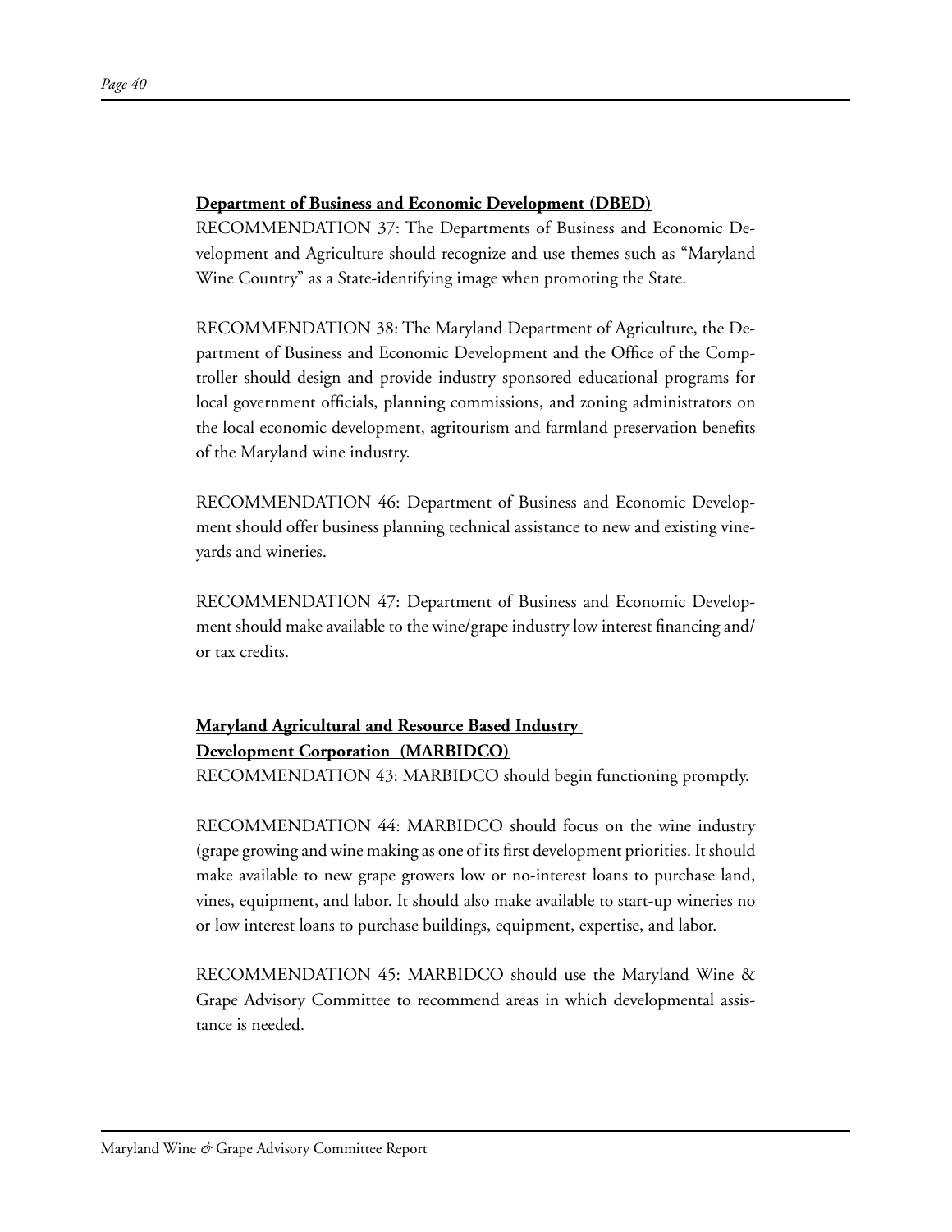**Department of Business and Economic Development (DBED)**

RECOMMENDATION 37: The Departments of Business and Economic Development and Agriculture should recognize and use themes such as "Maryland Wine Country" as a State-identifying image when promoting the State.

RECOMMENDATION 38: The Maryland Department of Agriculture, the Department of Business and Economic Development and the Office of the Comptroller should design and provide industry sponsored educational programs for local government officials, planning commissions, and zoning administrators on the local economic development, agritourism and farmland preservation benefits of the Maryland wine industry.

RECOMMENDATION 46: Department of Business and Economic Development should offer business planning technical assistance to new and existing vineyards and wineries.

RECOMMENDATION 47: Department of Business and Economic Development should make available to the wine/grape industry low interest financing and/or tax credits.

**Maryland Agricultural and Resource Based Industry Development Corporation (MARBIDCO)**

RECOMMENDATION 43: MARBIDCO should begin functioning promptly.

RECOMMENDATION 44: MARBIDCO should focus on the wine industry (grape growing and wine making as one of its first development priorities. It should make available to new grape growers low or no-interest loans to purchase land, vines, equipment, and labor. It should also make available to start-up wineries no or low interest loans to purchase buildings, equipment, expertise, and labor.

RECOMMENDATION 45: MARBIDCO should use the Maryland Wine & Grape Advisory Committee to recommend areas in which developmental assistance is needed.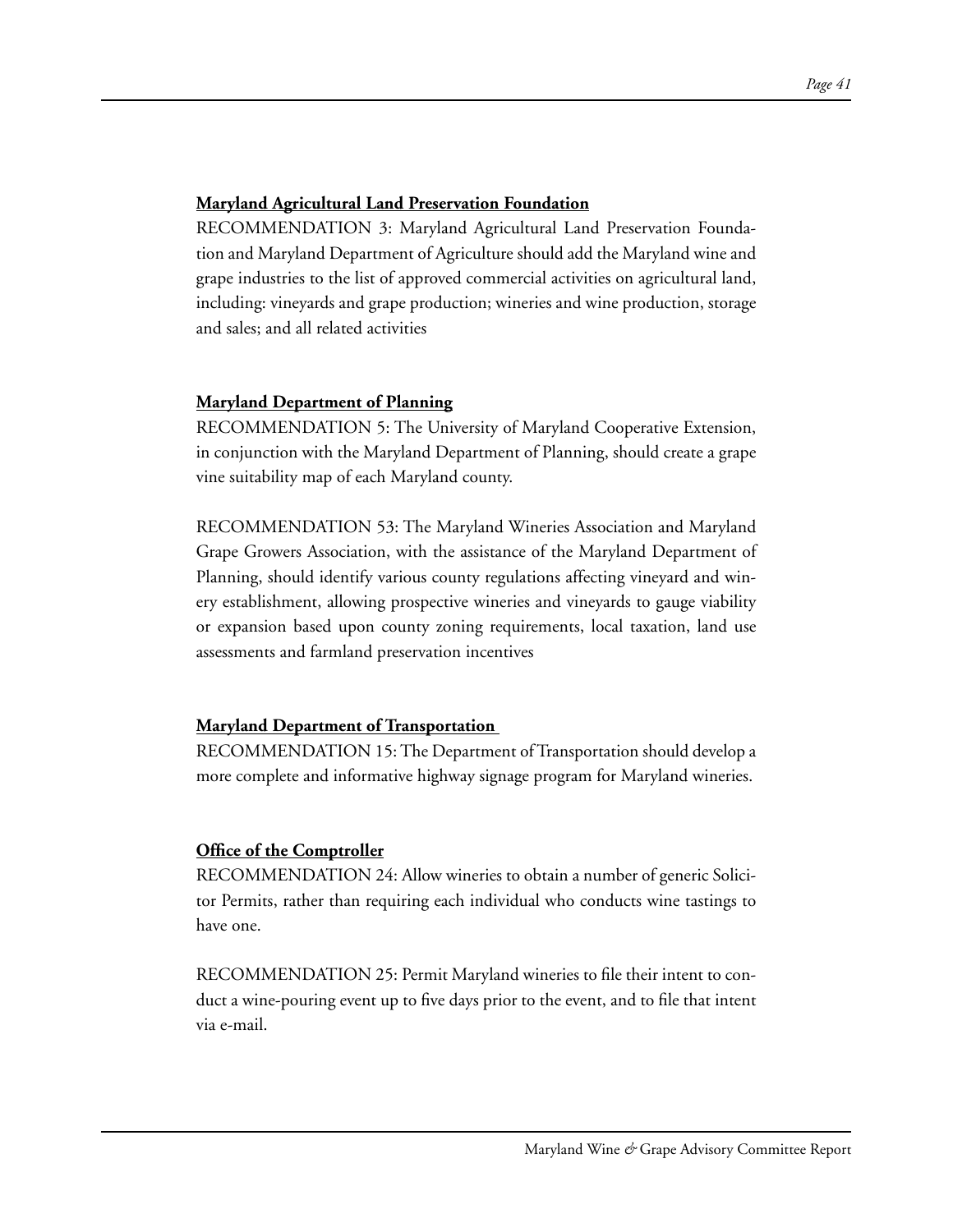**<u>Maryland Agricultural Land Preservation Foundation</u>**

RECOMMENDATION 3: Maryland Agricultural Land Preservation Foundation and Maryland Department of Agriculture should add the Maryland wine and grape industries to the list of approved commercial activities on agricultural land, including: vineyards and grape production; wineries and wine production, storage and sales; and all related activities

**<u>Maryland Department of Planning</u>**

RECOMMENDATION 5: The University of Maryland Cooperative Extension, in conjunction with the Maryland Department of Planning, should create a grape vine suitability map of each Maryland county.

RECOMMENDATION 53: The Maryland Wineries Association and Maryland Grape Growers Association, with the assistance of the Maryland Department of Planning, should identify various county regulations affecting vineyard and winery establishment, allowing prospective wineries and vineyards to gauge viability or expansion based upon county zoning requirements, local taxation, land use assessments and farmland preservation incentives

**<u>Maryland Department of Transportation</u>**

RECOMMENDATION 15: The Department of Transportation should develop a more complete and informative highway signage program for Maryland wineries.

**<u>Office of the Comptroller</u>**

RECOMMENDATION 24: Allow wineries to obtain a number of generic Solicitor Permits, rather than requiring each individual who conducts wine tastings to have one.

RECOMMENDATION 25: Permit Maryland wineries to file their intent to conduct a wine-pouring event up to five days prior to the event, and to file that intent via e-mail.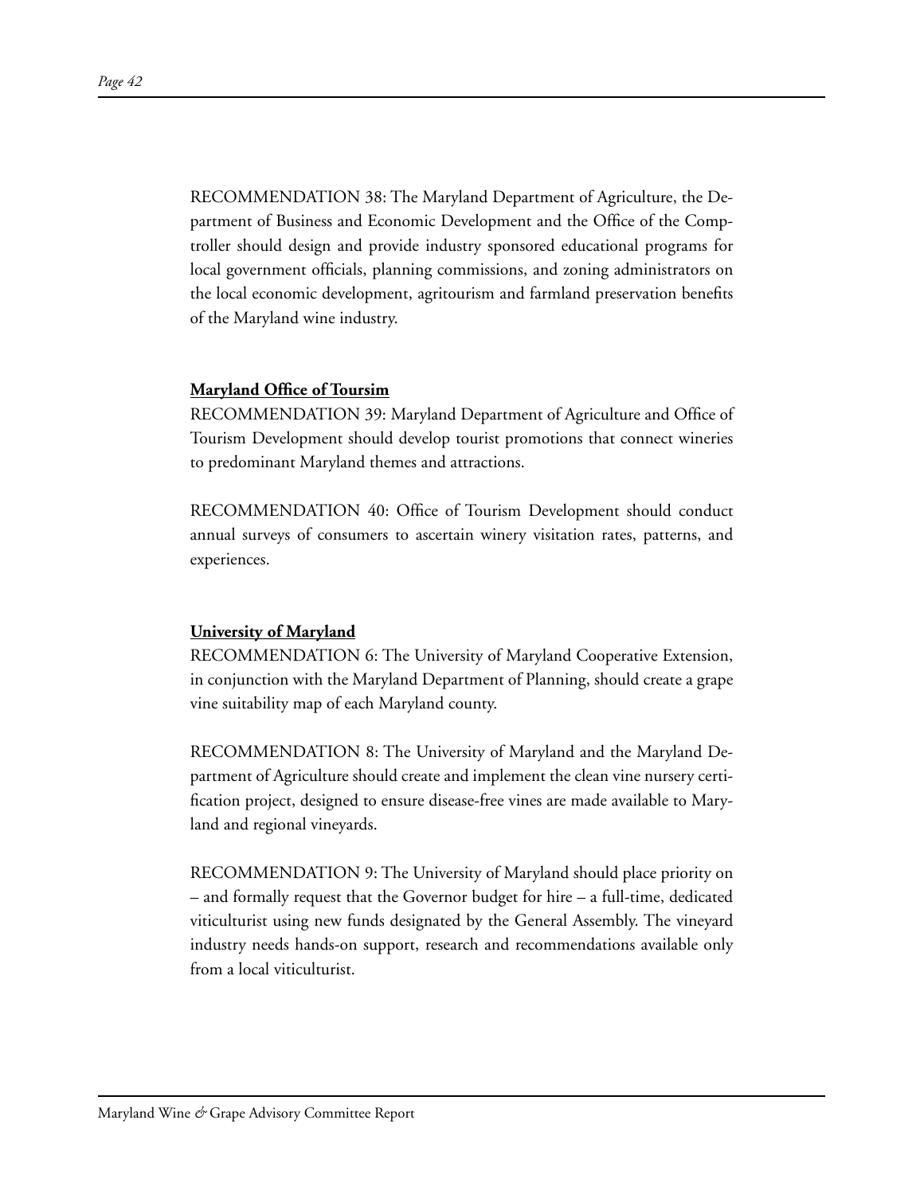RECOMMENDATION 38: The Maryland Department of Agriculture, the Department of Business and Economic Development and the Office of the Comptroller should design and provide industry sponsored educational programs for local government officials, planning commissions, and zoning administrators on the local economic development, agritourism and farmland preservation benefits of the Maryland wine industry.

**Maryland Office of Toursim**

RECOMMENDATION 39: Maryland Department of Agriculture and Office of Tourism Development should develop tourist promotions that connect wineries to predominant Maryland themes and attractions.

RECOMMENDATION 40: Office of Tourism Development should conduct annual surveys of consumers to ascertain winery visitation rates, patterns, and experiences.

**University of Maryland**

RECOMMENDATION 6: The University of Maryland Cooperative Extension, in conjunction with the Maryland Department of Planning, should create a grape vine suitability map of each Maryland county.

RECOMMENDATION 8: The University of Maryland and the Maryland Department of Agriculture should create and implement the clean vine nursery certification project, designed to ensure disease-free vines are made available to Maryland and regional vineyards.

RECOMMENDATION 9: The University of Maryland should place priority on – and formally request that the Governor budget for hire – a full-time, dedicated viticulturist using new funds designated by the General Assembly. The vineyard industry needs hands-on support, research and recommendations available only from a local viticulturist.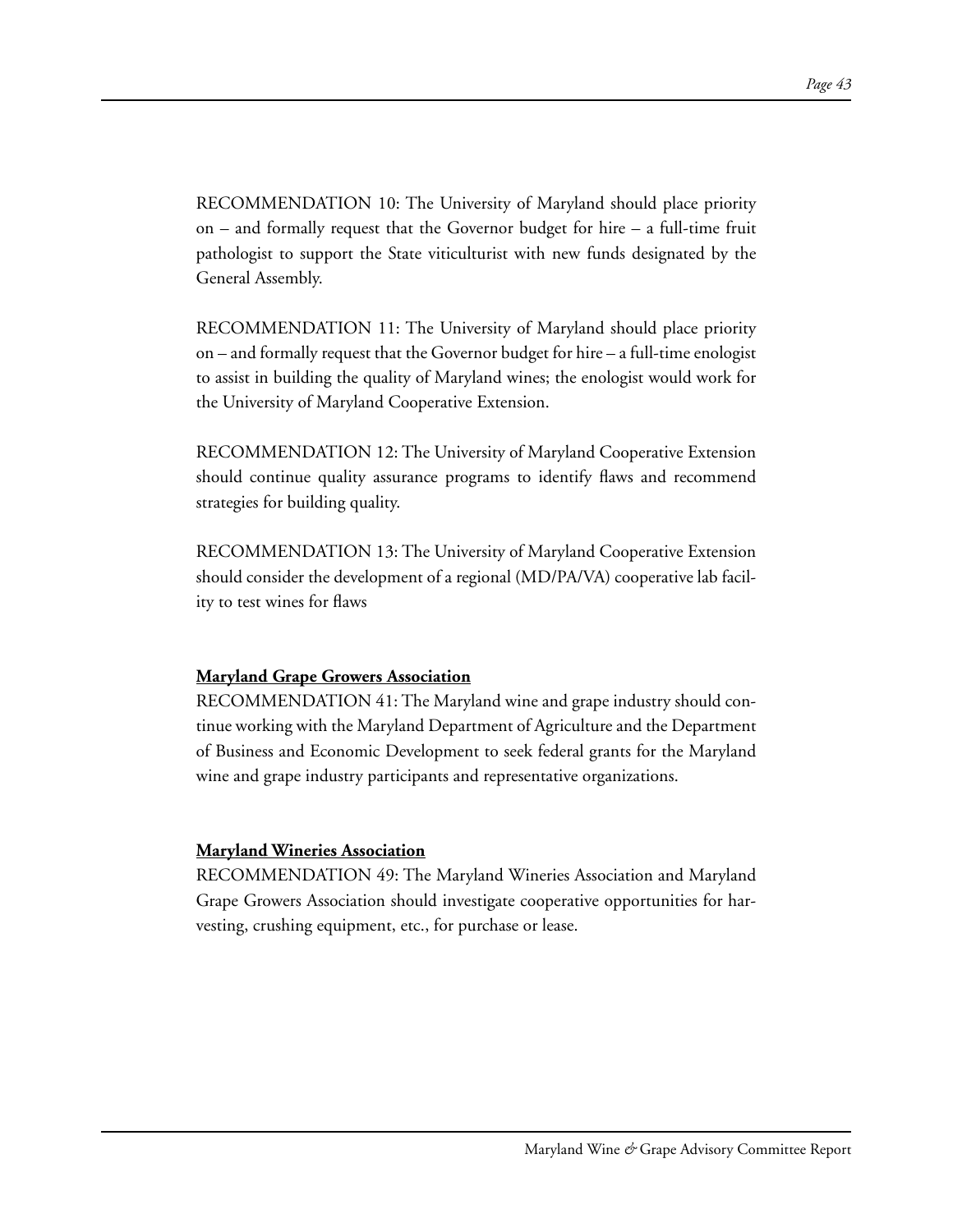RECOMMENDATION 10: The University of Maryland should place priority on – and formally request that the Governor budget for hire – a full-time fruit pathologist to support the State viticulturist with new funds designated by the General Assembly.

RECOMMENDATION 11: The University of Maryland should place priority on – and formally request that the Governor budget for hire – a full-time enologist to assist in building the quality of Maryland wines; the enologist would work for the University of Maryland Cooperative Extension.

RECOMMENDATION 12: The University of Maryland Cooperative Extension should continue quality assurance programs to identify flaws and recommend strategies for building quality.

RECOMMENDATION 13: The University of Maryland Cooperative Extension should consider the development of a regional (MD/PA/VA) cooperative lab facility to test wines for flaws

**Maryland Grape Growers Association**

RECOMMENDATION 41: The Maryland wine and grape industry should continue working with the Maryland Department of Agriculture and the Department of Business and Economic Development to seek federal grants for the Maryland wine and grape industry participants and representative organizations.

**Maryland Wineries Association**

RECOMMENDATION 49: The Maryland Wineries Association and Maryland Grape Growers Association should investigate cooperative opportunities for harvesting, crushing equipment, etc., for purchase or lease.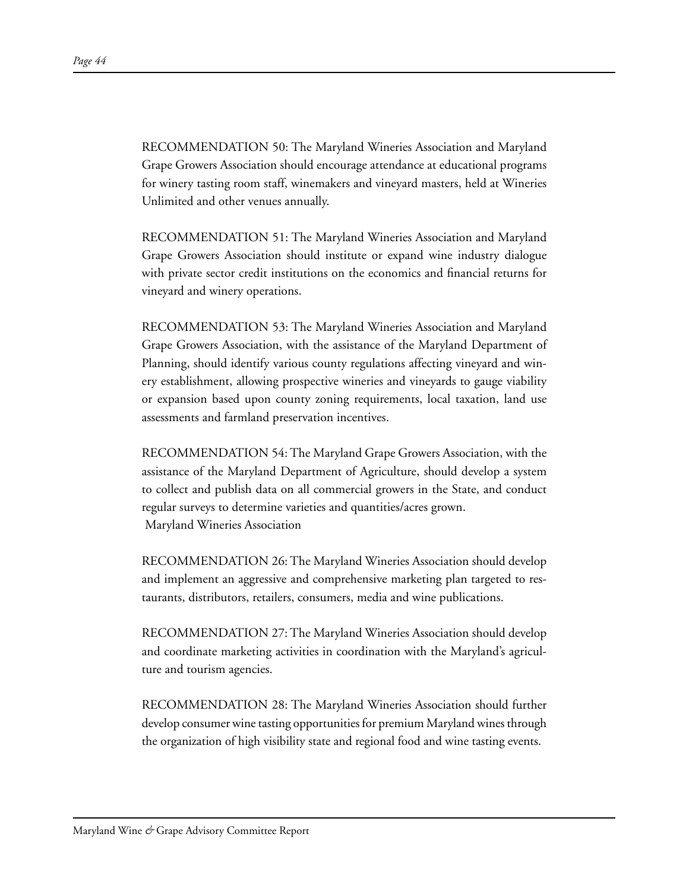RECOMMENDATION 50: The Maryland Wineries Association and Maryland Grape Growers Association should encourage attendance at educational programs for winery tasting room staff, winemakers and vineyard masters, held at Wineries Unlimited and other venues annually.

RECOMMENDATION 51: The Maryland Wineries Association and Maryland Grape Growers Association should institute or expand wine industry dialogue with private sector credit institutions on the economics and financial returns for vineyard and winery operations.

RECOMMENDATION 53: The Maryland Wineries Association and Maryland Grape Growers Association, with the assistance of the Maryland Department of Planning, should identify various county regulations affecting vineyard and winery establishment, allowing prospective wineries and vineyards to gauge viability or expansion based upon county zoning requirements, local taxation, land use assessments and farmland preservation incentives.

RECOMMENDATION 54: The Maryland Grape Growers Association, with the assistance of the Maryland Department of Agriculture, should develop a system to collect and publish data on all commercial growers in the State, and conduct regular surveys to determine varieties and quantities/acres grown.

Maryland Wineries Association

RECOMMENDATION 26: The Maryland Wineries Association should develop and implement an aggressive and comprehensive marketing plan targeted to restaurants, distributors, retailers, consumers, media and wine publications.

RECOMMENDATION 27: The Maryland Wineries Association should develop and coordinate marketing activities in coordination with the Maryland's agriculture and tourism agencies.

RECOMMENDATION 28: The Maryland Wineries Association should further develop consumer wine tasting opportunities for premium Maryland wines through the organization of high visibility state and regional food and wine tasting events.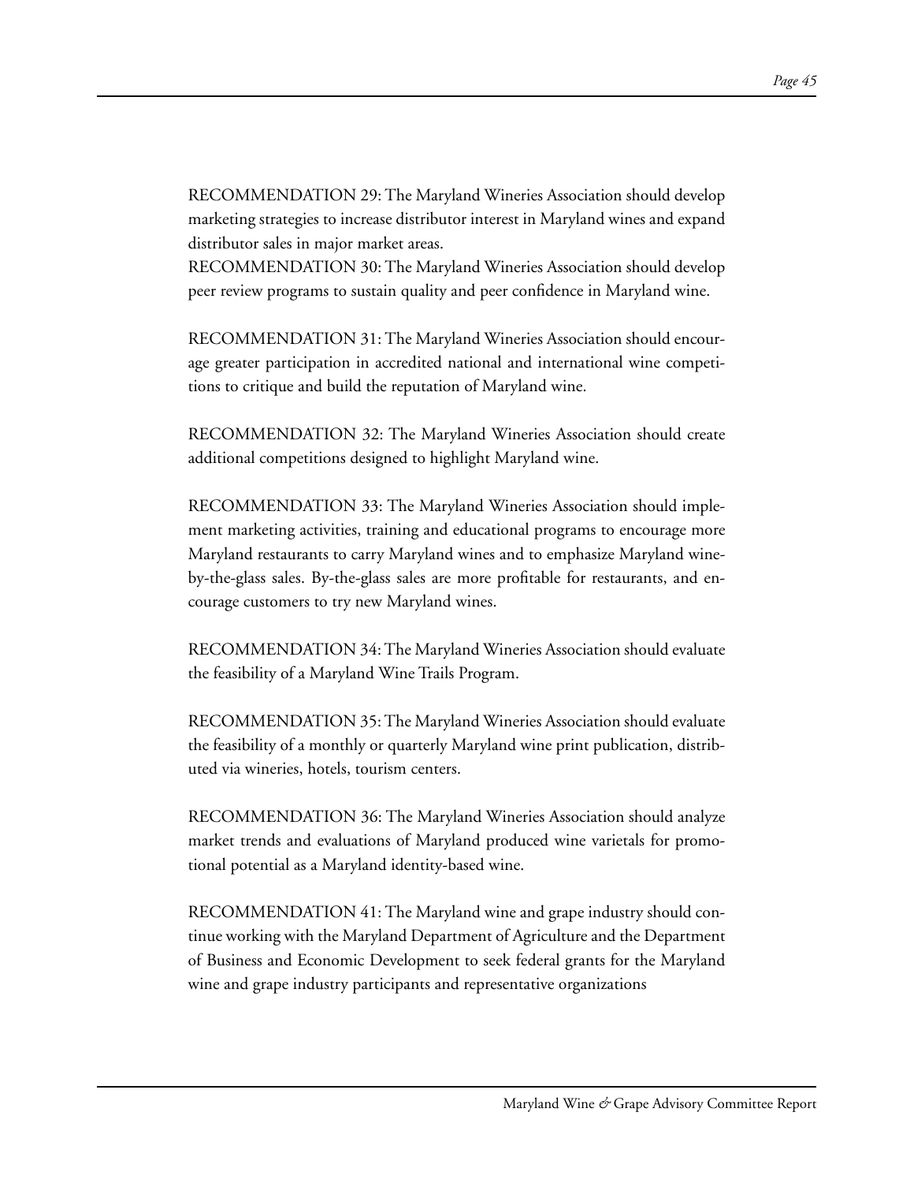RECOMMENDATION 29: The Maryland Wineries Association should develop marketing strategies to increase distributor interest in Maryland wines and expand distributor sales in major market areas.

RECOMMENDATION 30: The Maryland Wineries Association should develop peer review programs to sustain quality and peer confidence in Maryland wine.

RECOMMENDATION 31: The Maryland Wineries Association should encourage greater participation in accredited national and international wine competitions to critique and build the reputation of Maryland wine.

RECOMMENDATION 32: The Maryland Wineries Association should create additional competitions designed to highlight Maryland wine.

RECOMMENDATION 33: The Maryland Wineries Association should implement marketing activities, training and educational programs to encourage more Maryland restaurants to carry Maryland wines and to emphasize Maryland wine-by-the-glass sales. By-the-glass sales are more profitable for restaurants, and encourage customers to try new Maryland wines.

RECOMMENDATION 34: The Maryland Wineries Association should evaluate the feasibility of a Maryland Wine Trails Program.

RECOMMENDATION 35: The Maryland Wineries Association should evaluate the feasibility of a monthly or quarterly Maryland wine print publication, distributed via wineries, hotels, tourism centers.

RECOMMENDATION 36: The Maryland Wineries Association should analyze market trends and evaluations of Maryland produced wine varietals for promotional potential as a Maryland identity-based wine.

RECOMMENDATION 41: The Maryland wine and grape industry should continue working with the Maryland Department of Agriculture and the Department of Business and Economic Development to seek federal grants for the Maryland wine and grape industry participants and representative organizations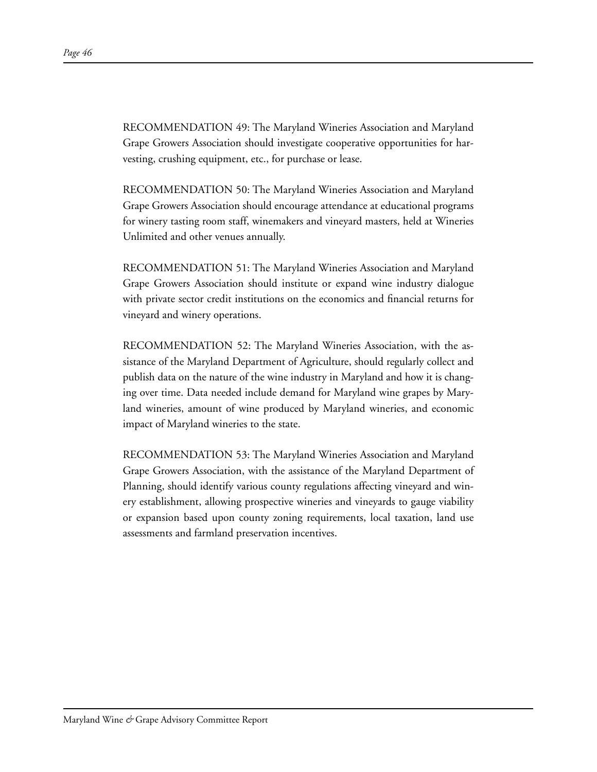RECOMMENDATION 49: The Maryland Wineries Association and Maryland Grape Growers Association should investigate cooperative opportunities for harvesting, crushing equipment, etc., for purchase or lease.

RECOMMENDATION 50: The Maryland Wineries Association and Maryland Grape Growers Association should encourage attendance at educational programs for winery tasting room staff, winemakers and vineyard masters, held at Wineries Unlimited and other venues annually.

RECOMMENDATION 51: The Maryland Wineries Association and Maryland Grape Growers Association should institute or expand wine industry dialogue with private sector credit institutions on the economics and financial returns for vineyard and winery operations.

RECOMMENDATION 52: The Maryland Wineries Association, with the assistance of the Maryland Department of Agriculture, should regularly collect and publish data on the nature of the wine industry in Maryland and how it is changing over time. Data needed include demand for Maryland wine grapes by Maryland wineries, amount of wine produced by Maryland wineries, and economic impact of Maryland wineries to the state.

RECOMMENDATION 53: The Maryland Wineries Association and Maryland Grape Growers Association, with the assistance of the Maryland Department of Planning, should identify various county regulations affecting vineyard and winery establishment, allowing prospective wineries and vineyards to gauge viability or expansion based upon county zoning requirements, local taxation, land use assessments and farmland preservation incentives.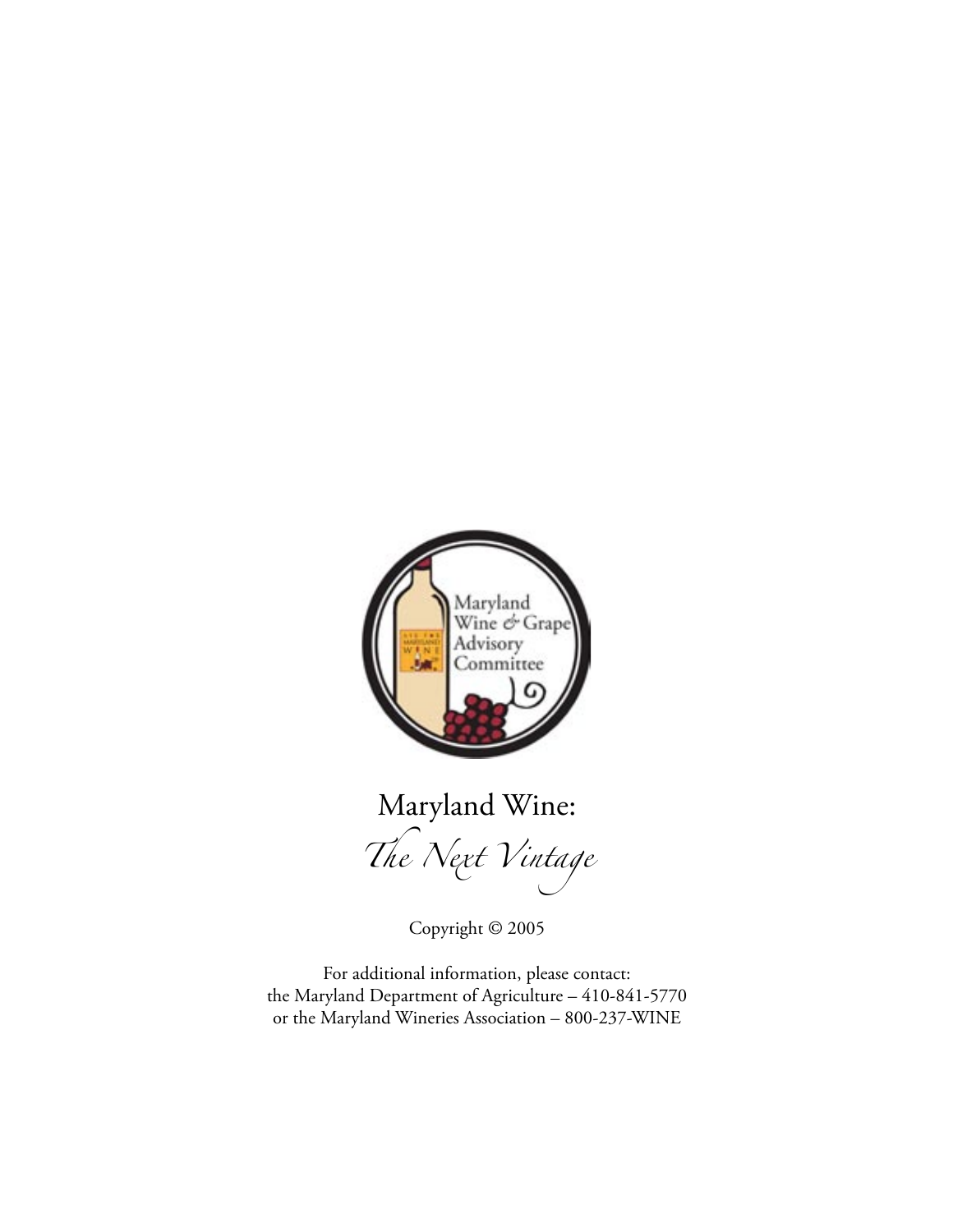Maryland Wine:

*The Next Vintage*

Copyright © 2005

For additional information, please contact:
the Maryland Department of Agriculture – 410-841-5770
or the Maryland Wineries Association – 800-237-WINE